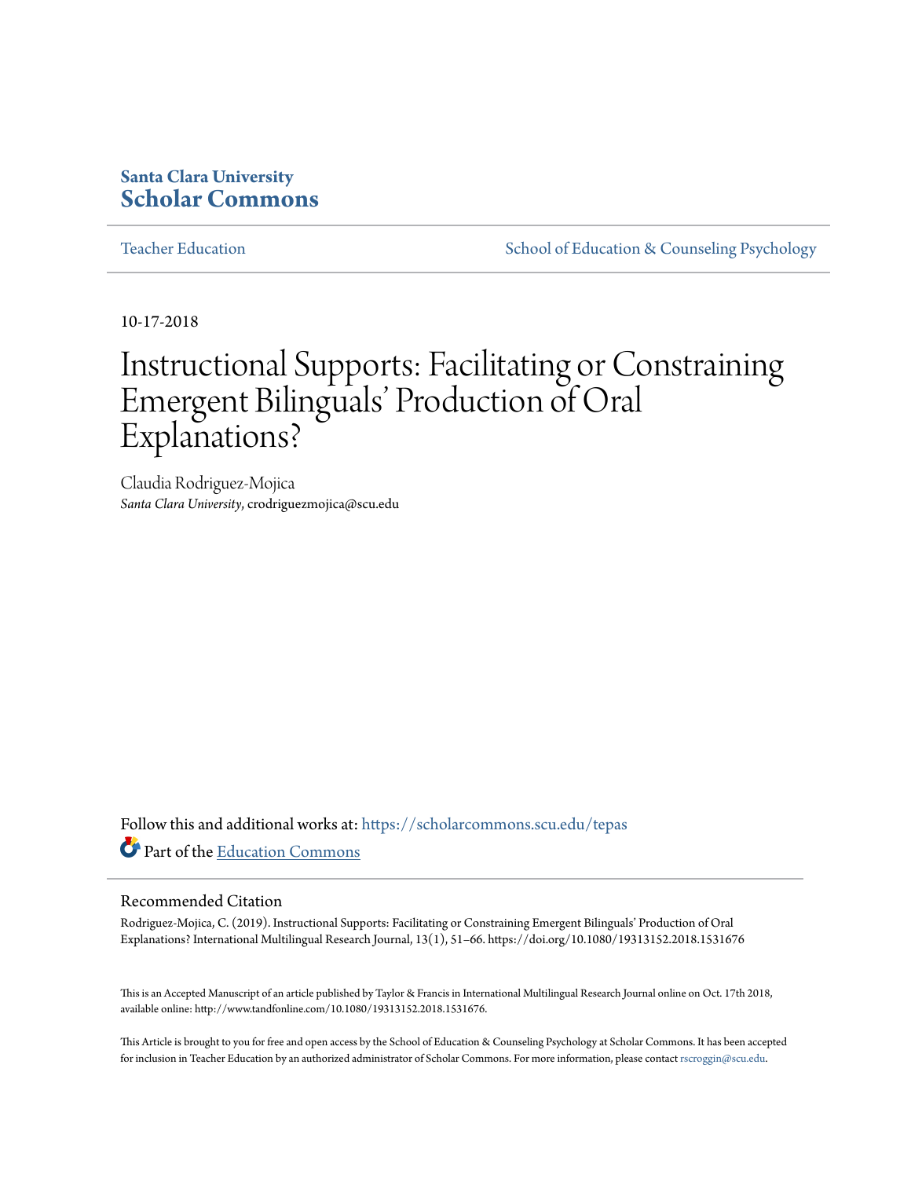Santa Clara University
**Scholar Commons**

Teacher Education

School of Education & Counseling Psychology

10-17-2018

# Instructional Supports: Facilitating or Constraining Emergent Bilinguals' Production of Oral Explanations?

Claudia Rodriguez-Mojica
*Santa Clara University*, crodriguezmojica@scu.edu

Follow this and additional works at: https://scholarcommons.scu.edu/tepas

Part of the Education Commons

## Recommended Citation

Rodriguez-Mojica, C. (2019). Instructional Supports: Facilitating or Constraining Emergent Bilinguals' Production of Oral Explanations? International Multilingual Research Journal, 13(1), 51–66. https://doi.org/10.1080/19313152.2018.1531676

This is an Accepted Manuscript of an article published by Taylor & Francis in International Multilingual Research Journal online on Oct. 17th 2018, available online: http://www.tandfonline.com/10.1080/19313152.2018.1531676.

This Article is brought to you for free and open access by the School of Education & Counseling Psychology at Scholar Commons. It has been accepted for inclusion in Teacher Education by an authorized administrator of Scholar Commons. For more information, please contact rscroggin@scu.edu.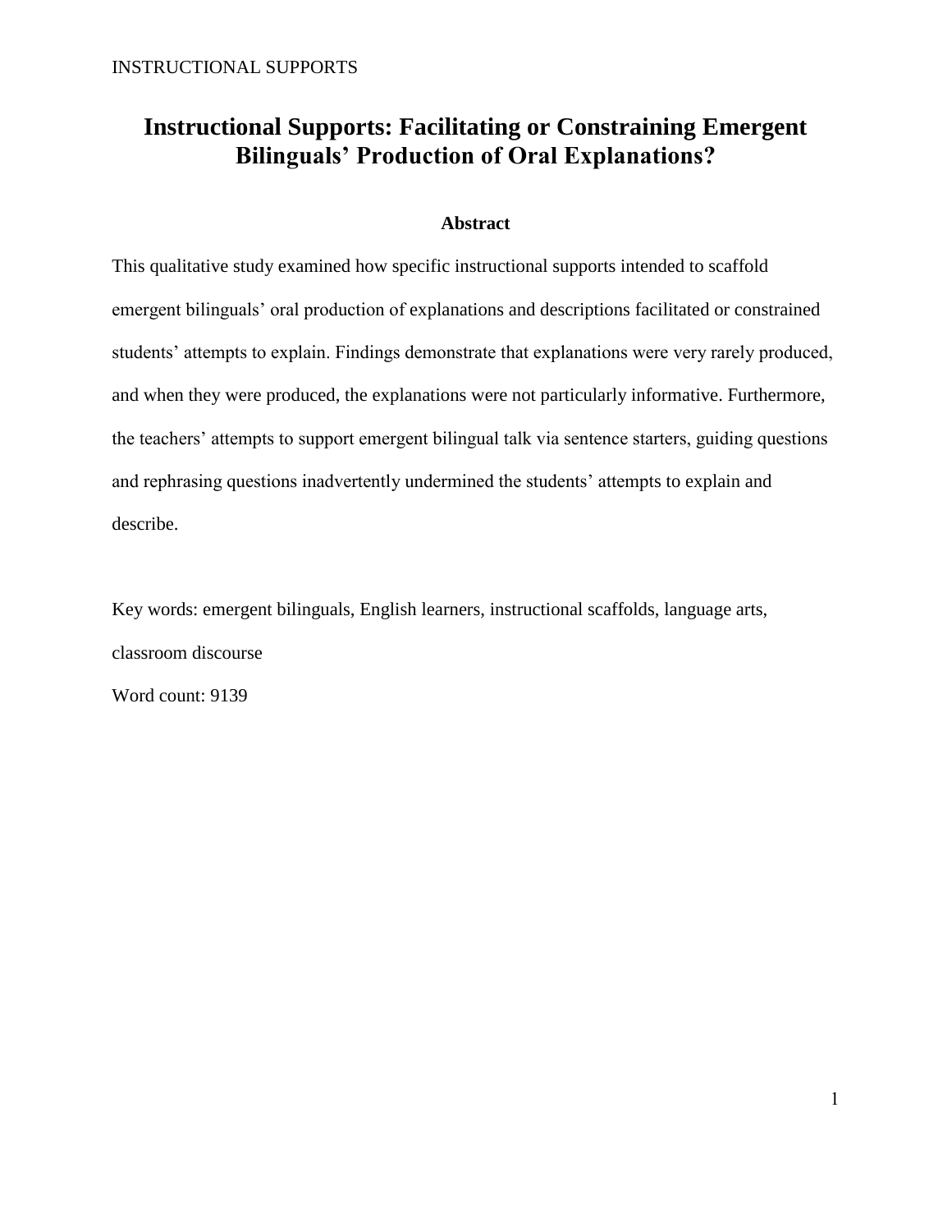# Instructional Supports: Facilitating or Constraining Emergent Bilinguals' Production of Oral Explanations?

## Abstract

This qualitative study examined how specific instructional supports intended to scaffold emergent bilinguals' oral production of explanations and descriptions facilitated or constrained students' attempts to explain. Findings demonstrate that explanations were very rarely produced, and when they were produced, the explanations were not particularly informative. Furthermore, the teachers' attempts to support emergent bilingual talk via sentence starters, guiding questions and rephrasing questions inadvertently undermined the students' attempts to explain and describe.

Key words: emergent bilinguals, English learners, instructional scaffolds, language arts, classroom discourse

Word count: 9139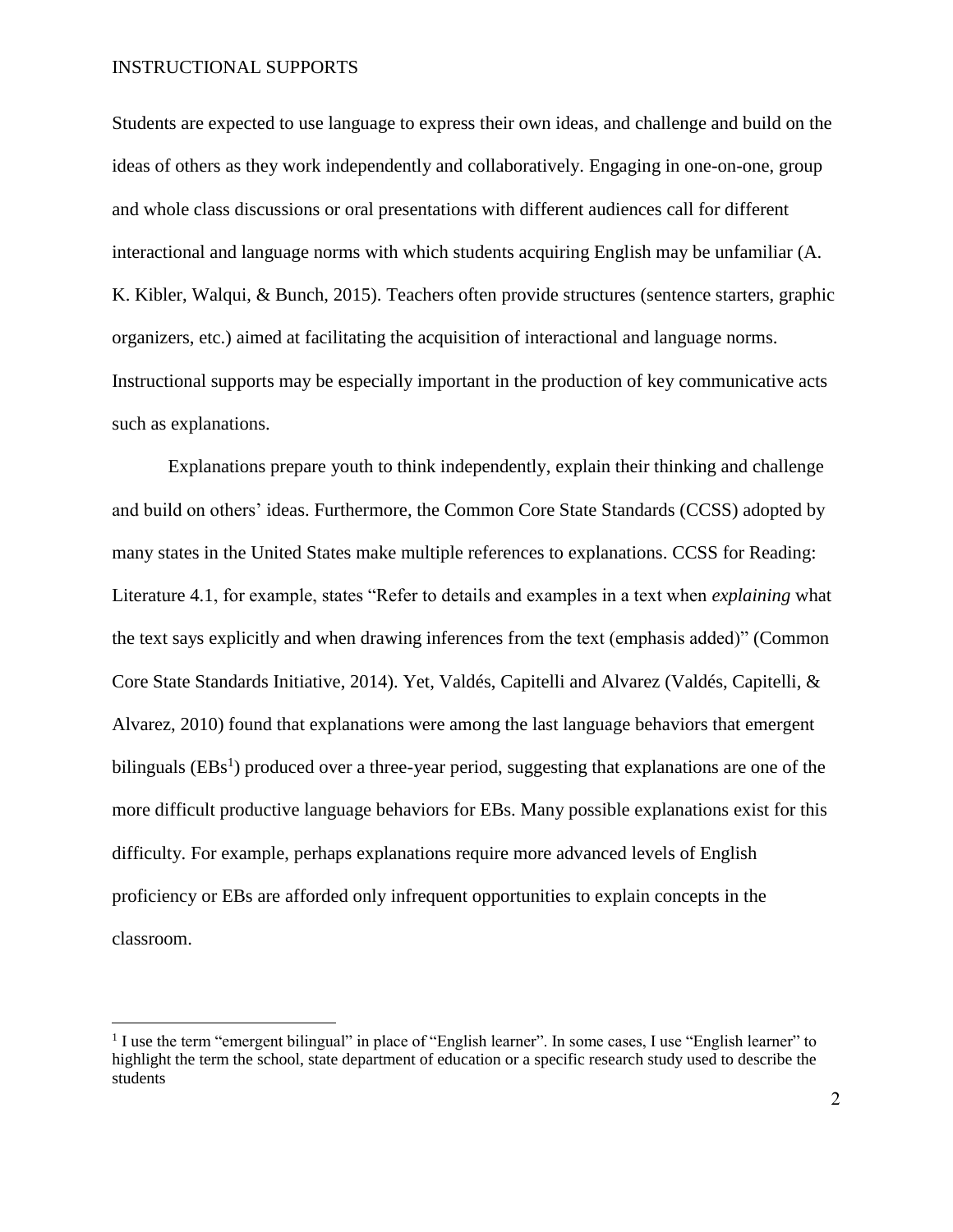Students are expected to use language to express their own ideas, and challenge and build on the ideas of others as they work independently and collaboratively. Engaging in one-on-one, group and whole class discussions or oral presentations with different audiences call for different interactional and language norms with which students acquiring English may be unfamiliar (A. K. Kibler, Walqui, & Bunch, 2015). Teachers often provide structures (sentence starters, graphic organizers, etc.) aimed at facilitating the acquisition of interactional and language norms. Instructional supports may be especially important in the production of key communicative acts such as explanations.

Explanations prepare youth to think independently, explain their thinking and challenge and build on others' ideas. Furthermore, the Common Core State Standards (CCSS) adopted by many states in the United States make multiple references to explanations. CCSS for Reading: Literature 4.1, for example, states "Refer to details and examples in a text when *explaining* what the text says explicitly and when drawing inferences from the text (emphasis added)" (Common Core State Standards Initiative, 2014). Yet, Valdés, Capitelli and Alvarez (Valdés, Capitelli, & Alvarez, 2010) found that explanations were among the last language behaviors that emergent bilinguals (EBs[1]) produced over a three-year period, suggesting that explanations are one of the more difficult productive language behaviors for EBs. Many possible explanations exist for this difficulty. For example, perhaps explanations require more advanced levels of English proficiency or EBs are afforded only infrequent opportunities to explain concepts in the classroom.

[1] I use the term "emergent bilingual" in place of "English learner". In some cases, I use "English learner" to highlight the term the school, state department of education or a specific research study used to describe the students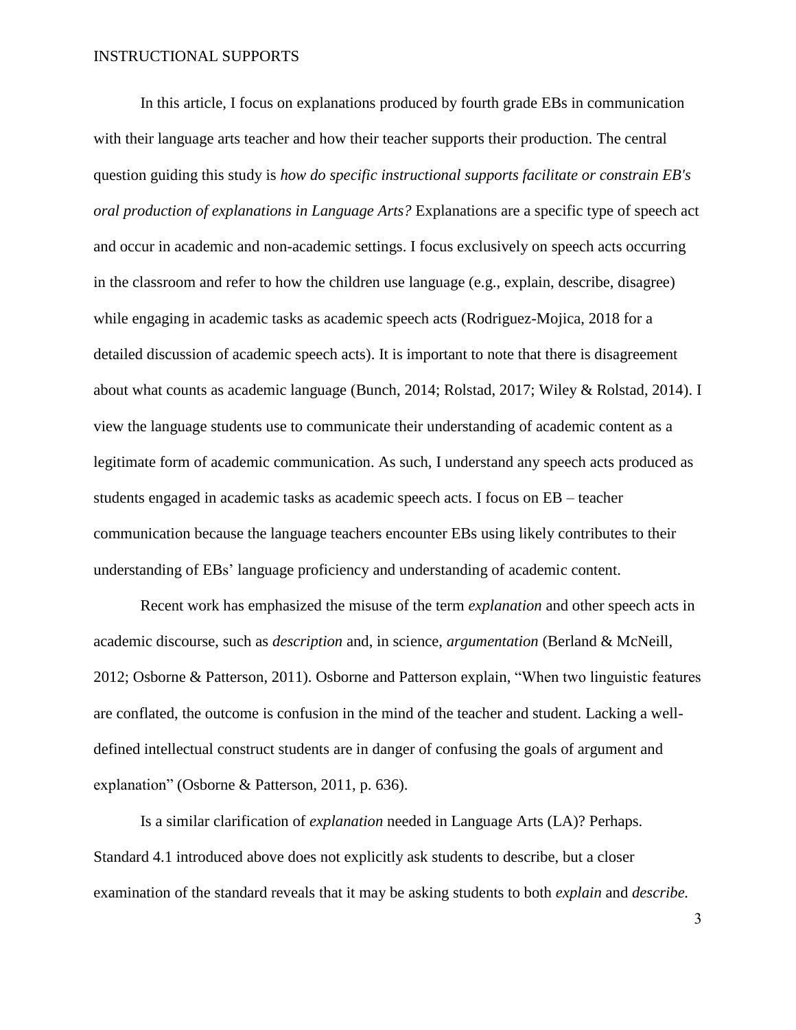In this article, I focus on explanations produced by fourth grade EBs in communication with their language arts teacher and how their teacher supports their production. The central question guiding this study is *how do specific instructional supports facilitate or constrain EB's oral production of explanations in Language Arts?* Explanations are a specific type of speech act and occur in academic and non-academic settings. I focus exclusively on speech acts occurring in the classroom and refer to how the children use language (e.g., explain, describe, disagree) while engaging in academic tasks as academic speech acts (Rodriguez-Mojica, 2018 for a detailed discussion of academic speech acts). It is important to note that there is disagreement about what counts as academic language (Bunch, 2014; Rolstad, 2017; Wiley & Rolstad, 2014). I view the language students use to communicate their understanding of academic content as a legitimate form of academic communication. As such, I understand any speech acts produced as students engaged in academic tasks as academic speech acts. I focus on EB – teacher communication because the language teachers encounter EBs using likely contributes to their understanding of EBs' language proficiency and understanding of academic content.

Recent work has emphasized the misuse of the term *explanation* and other speech acts in academic discourse, such as *description* and, in science, *argumentation* (Berland & McNeill, 2012; Osborne & Patterson, 2011). Osborne and Patterson explain, "When two linguistic features are conflated, the outcome is confusion in the mind of the teacher and student. Lacking a well-defined intellectual construct students are in danger of confusing the goals of argument and explanation" (Osborne & Patterson, 2011, p. 636).

Is a similar clarification of *explanation* needed in Language Arts (LA)? Perhaps. Standard 4.1 introduced above does not explicitly ask students to describe, but a closer examination of the standard reveals that it may be asking students to both *explain* and *describe.*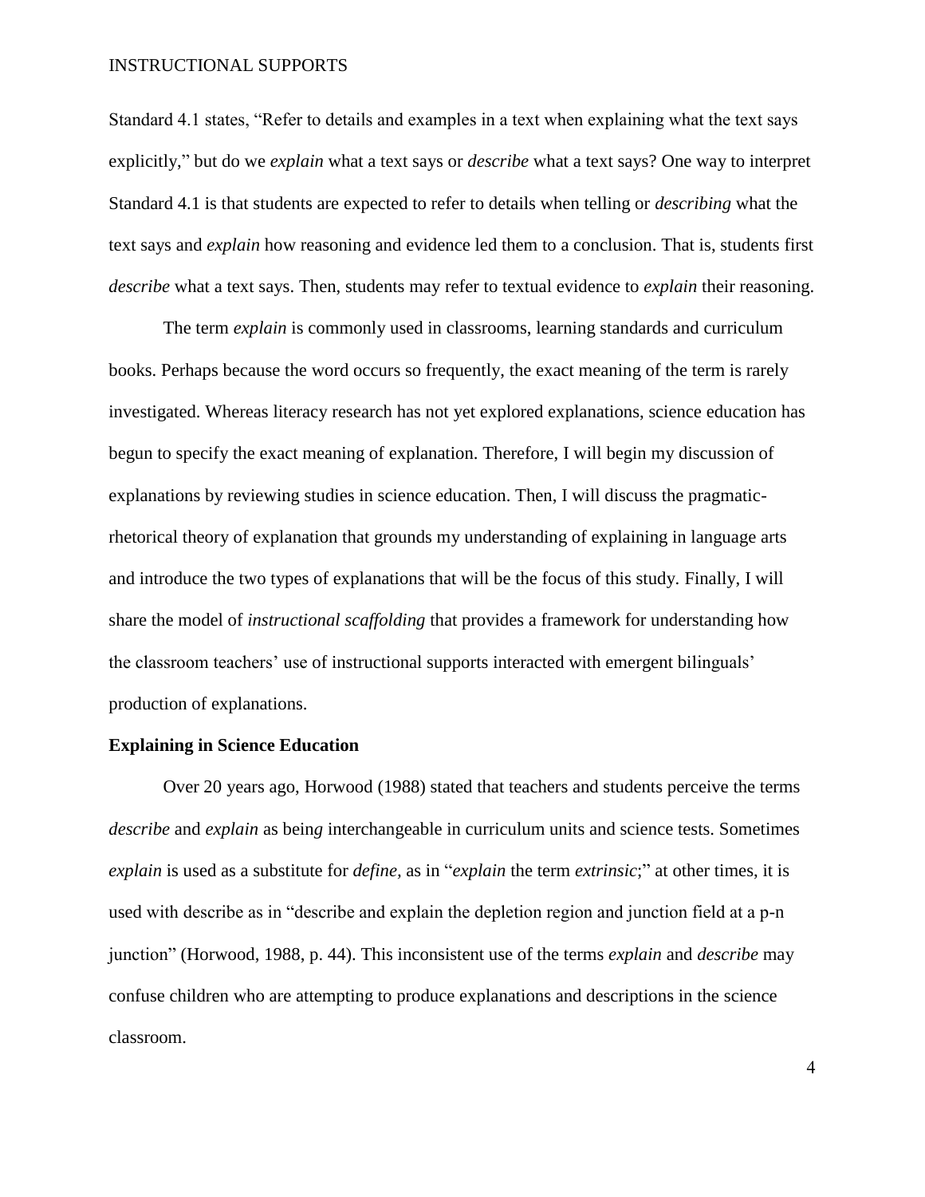Standard 4.1 states, "Refer to details and examples in a text when explaining what the text says explicitly," but do we *explain* what a text says or *describe* what a text says? One way to interpret Standard 4.1 is that students are expected to refer to details when telling or *describing* what the text says and *explain* how reasoning and evidence led them to a conclusion. That is, students first *describe* what a text says. Then, students may refer to textual evidence to *explain* their reasoning.

The term *explain* is commonly used in classrooms, learning standards and curriculum books. Perhaps because the word occurs so frequently, the exact meaning of the term is rarely investigated. Whereas literacy research has not yet explored explanations, science education has begun to specify the exact meaning of explanation. Therefore, I will begin my discussion of explanations by reviewing studies in science education. Then, I will discuss the pragmatic-rhetorical theory of explanation that grounds my understanding of explaining in language arts and introduce the two types of explanations that will be the focus of this study. Finally, I will share the model of *instructional scaffolding* that provides a framework for understanding how the classroom teachers' use of instructional supports interacted with emergent bilinguals' production of explanations.

**Explaining in Science Education**

Over 20 years ago, Horwood (1988) stated that teachers and students perceive the terms *describe* and *explain* as being interchangeable in curriculum units and science tests. Sometimes *explain* is used as a substitute for *define,* as in "*explain* the term *extrinsic*;" at other times, it is used with describe as in "describe and explain the depletion region and junction field at a p-n junction" (Horwood, 1988, p. 44). This inconsistent use of the terms *explain* and *describe* may confuse children who are attempting to produce explanations and descriptions in the science classroom.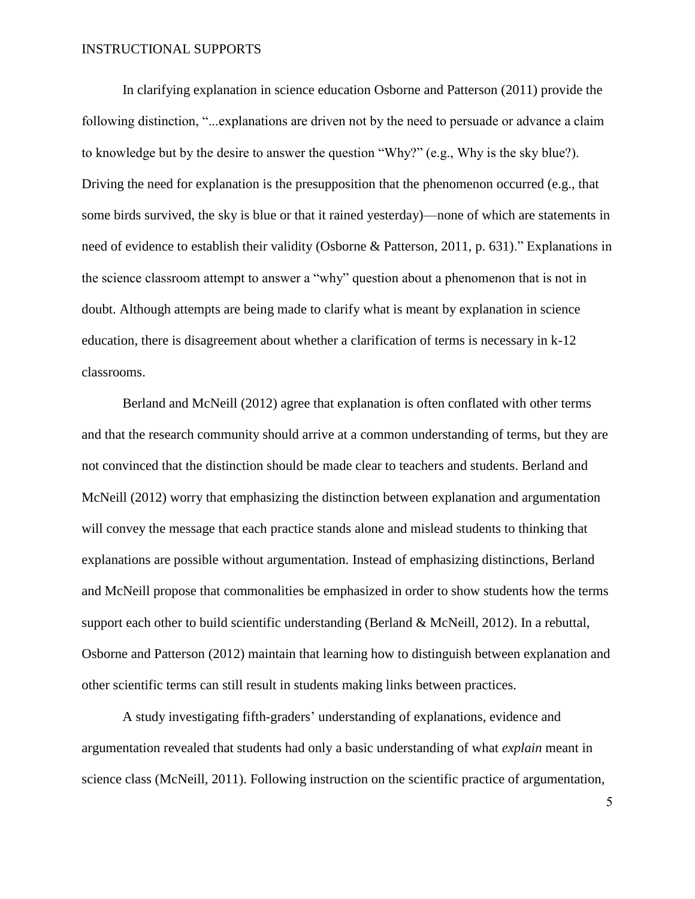In clarifying explanation in science education Osborne and Patterson (2011) provide the following distinction, "...explanations are driven not by the need to persuade or advance a claim to knowledge but by the desire to answer the question "Why?" (e.g., Why is the sky blue?). Driving the need for explanation is the presupposition that the phenomenon occurred (e.g., that some birds survived, the sky is blue or that it rained yesterday)—none of which are statements in need of evidence to establish their validity (Osborne & Patterson, 2011, p. 631)." Explanations in the science classroom attempt to answer a "why" question about a phenomenon that is not in doubt. Although attempts are being made to clarify what is meant by explanation in science education, there is disagreement about whether a clarification of terms is necessary in k-12 classrooms.

Berland and McNeill (2012) agree that explanation is often conflated with other terms and that the research community should arrive at a common understanding of terms, but they are not convinced that the distinction should be made clear to teachers and students. Berland and McNeill (2012) worry that emphasizing the distinction between explanation and argumentation will convey the message that each practice stands alone and mislead students to thinking that explanations are possible without argumentation. Instead of emphasizing distinctions, Berland and McNeill propose that commonalities be emphasized in order to show students how the terms support each other to build scientific understanding (Berland & McNeill, 2012). In a rebuttal, Osborne and Patterson (2012) maintain that learning how to distinguish between explanation and other scientific terms can still result in students making links between practices.

A study investigating fifth-graders' understanding of explanations, evidence and argumentation revealed that students had only a basic understanding of what *explain* meant in science class (McNeill, 2011). Following instruction on the scientific practice of argumentation,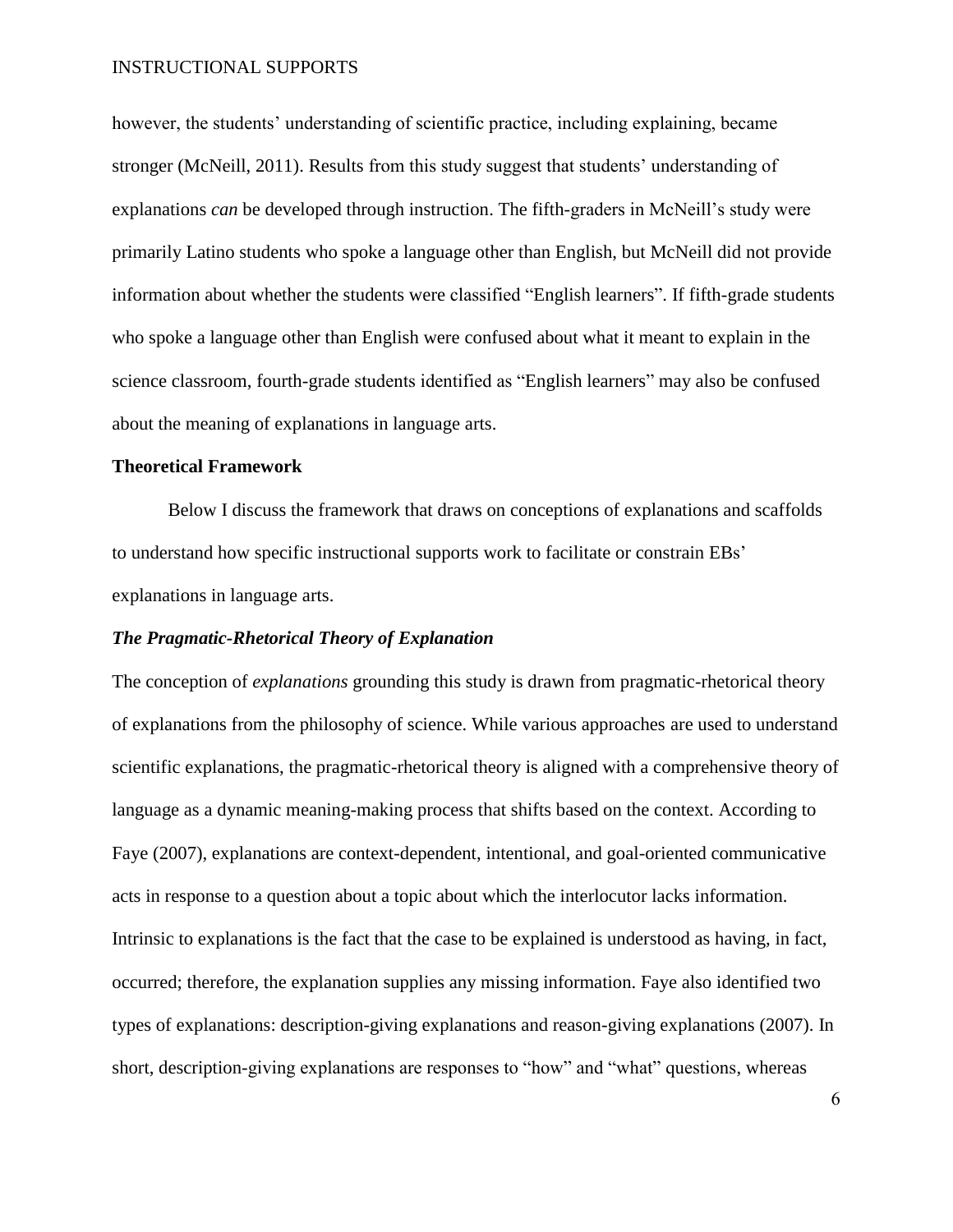however, the students' understanding of scientific practice, including explaining, became stronger (McNeill, 2011). Results from this study suggest that students' understanding of explanations *can* be developed through instruction. The fifth-graders in McNeill's study were primarily Latino students who spoke a language other than English, but McNeill did not provide information about whether the students were classified "English learners". If fifth-grade students who spoke a language other than English were confused about what it meant to explain in the science classroom, fourth-grade students identified as "English learners" may also be confused about the meaning of explanations in language arts.

## Theoretical Framework

Below I discuss the framework that draws on conceptions of explanations and scaffolds to understand how specific instructional supports work to facilitate or constrain EBs' explanations in language arts.

### *The Pragmatic-Rhetorical Theory of Explanation*

The conception of *explanations* grounding this study is drawn from pragmatic-rhetorical theory of explanations from the philosophy of science. While various approaches are used to understand scientific explanations, the pragmatic-rhetorical theory is aligned with a comprehensive theory of language as a dynamic meaning-making process that shifts based on the context. According to Faye (2007), explanations are context-dependent, intentional, and goal-oriented communicative acts in response to a question about a topic about which the interlocutor lacks information. Intrinsic to explanations is the fact that the case to be explained is understood as having, in fact, occurred; therefore, the explanation supplies any missing information. Faye also identified two types of explanations: description-giving explanations and reason-giving explanations (2007). In short, description-giving explanations are responses to "how" and "what" questions, whereas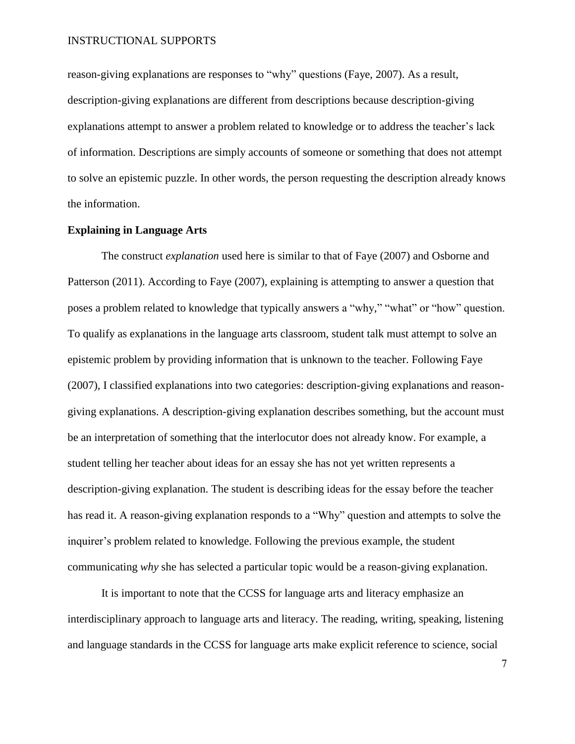reason-giving explanations are responses to "why" questions (Faye, 2007). As a result, description-giving explanations are different from descriptions because description-giving explanations attempt to answer a problem related to knowledge or to address the teacher's lack of information. Descriptions are simply accounts of someone or something that does not attempt to solve an epistemic puzzle. In other words, the person requesting the description already knows the information.

### Explaining in Language Arts

The construct *explanation* used here is similar to that of Faye (2007) and Osborne and Patterson (2011). According to Faye (2007), explaining is attempting to answer a question that poses a problem related to knowledge that typically answers a "why," "what" or "how" question. To qualify as explanations in the language arts classroom, student talk must attempt to solve an epistemic problem by providing information that is unknown to the teacher. Following Faye (2007), I classified explanations into two categories: description-giving explanations and reason-giving explanations. A description-giving explanation describes something, but the account must be an interpretation of something that the interlocutor does not already know. For example, a student telling her teacher about ideas for an essay she has not yet written represents a description-giving explanation. The student is describing ideas for the essay before the teacher has read it. A reason-giving explanation responds to a "Why" question and attempts to solve the inquirer's problem related to knowledge. Following the previous example, the student communicating *why* she has selected a particular topic would be a reason-giving explanation.

It is important to note that the CCSS for language arts and literacy emphasize an interdisciplinary approach to language arts and literacy. The reading, writing, speaking, listening and language standards in the CCSS for language arts make explicit reference to science, social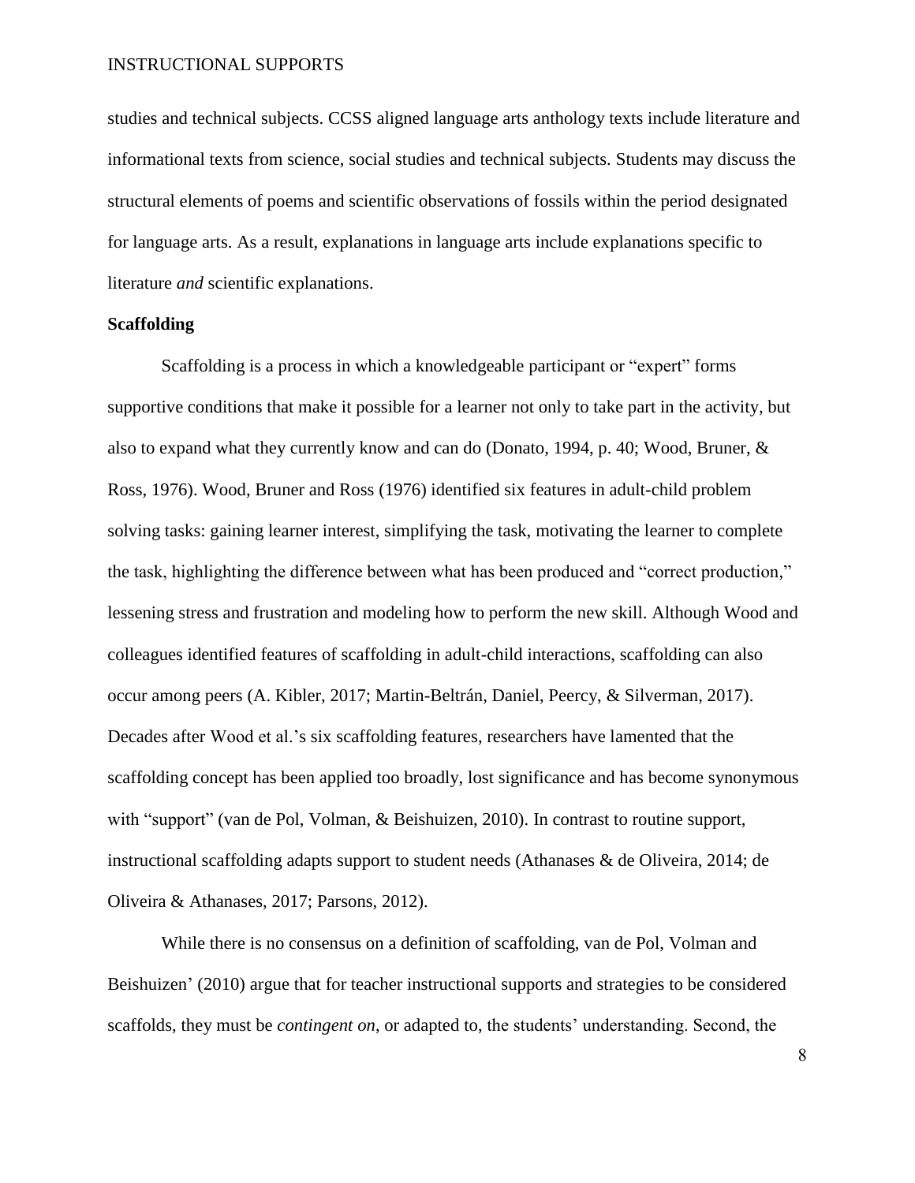studies and technical subjects. CCSS aligned language arts anthology texts include literature and informational texts from science, social studies and technical subjects. Students may discuss the structural elements of poems and scientific observations of fossils within the period designated for language arts. As a result, explanations in language arts include explanations specific to literature *and* scientific explanations.

**Scaffolding**

Scaffolding is a process in which a knowledgeable participant or "expert" forms supportive conditions that make it possible for a learner not only to take part in the activity, but also to expand what they currently know and can do (Donato, 1994, p. 40; Wood, Bruner, & Ross, 1976). Wood, Bruner and Ross (1976) identified six features in adult-child problem solving tasks: gaining learner interest, simplifying the task, motivating the learner to complete the task, highlighting the difference between what has been produced and "correct production," lessening stress and frustration and modeling how to perform the new skill. Although Wood and colleagues identified features of scaffolding in adult-child interactions, scaffolding can also occur among peers (A. Kibler, 2017; Martin-Beltrán, Daniel, Peercy, & Silverman, 2017). Decades after Wood et al.'s six scaffolding features, researchers have lamented that the scaffolding concept has been applied too broadly, lost significance and has become synonymous with "support" (van de Pol, Volman, & Beishuizen, 2010). In contrast to routine support, instructional scaffolding adapts support to student needs (Athanases & de Oliveira, 2014; de Oliveira & Athanases, 2017; Parsons, 2012).

While there is no consensus on a definition of scaffolding, van de Pol, Volman and Beishuizen' (2010) argue that for teacher instructional supports and strategies to be considered scaffolds, they must be *contingent on*, or adapted to, the students' understanding. Second, the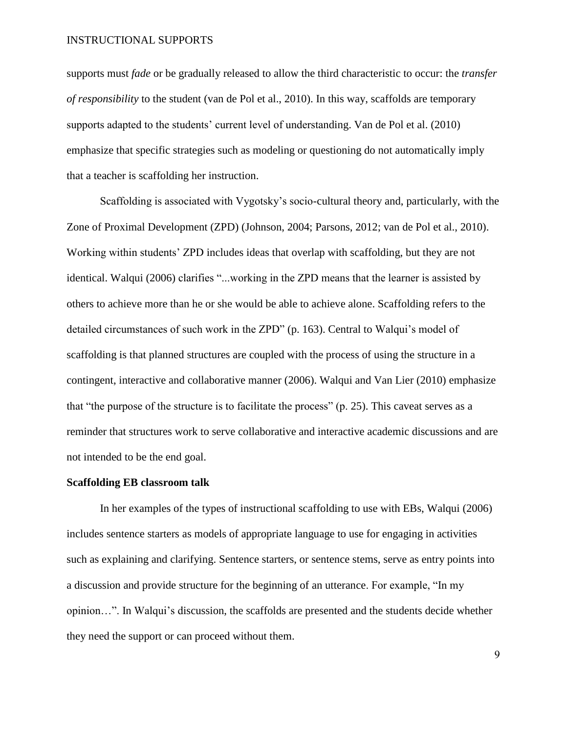supports must *fade* or be gradually released to allow the third characteristic to occur: the *transfer of responsibility* to the student (van de Pol et al., 2010). In this way, scaffolds are temporary supports adapted to the students' current level of understanding. Van de Pol et al. (2010) emphasize that specific strategies such as modeling or questioning do not automatically imply that a teacher is scaffolding her instruction.

Scaffolding is associated with Vygotsky's socio-cultural theory and, particularly, with the Zone of Proximal Development (ZPD) (Johnson, 2004; Parsons, 2012; van de Pol et al., 2010). Working within students' ZPD includes ideas that overlap with scaffolding, but they are not identical. Walqui (2006) clarifies "...working in the ZPD means that the learner is assisted by others to achieve more than he or she would be able to achieve alone. Scaffolding refers to the detailed circumstances of such work in the ZPD" (p. 163). Central to Walqui's model of scaffolding is that planned structures are coupled with the process of using the structure in a contingent, interactive and collaborative manner (2006). Walqui and Van Lier (2010) emphasize that "the purpose of the structure is to facilitate the process" (p. 25). This caveat serves as a reminder that structures work to serve collaborative and interactive academic discussions and are not intended to be the end goal.

**Scaffolding EB classroom talk**

In her examples of the types of instructional scaffolding to use with EBs, Walqui (2006) includes sentence starters as models of appropriate language to use for engaging in activities such as explaining and clarifying. Sentence starters, or sentence stems, serve as entry points into a discussion and provide structure for the beginning of an utterance. For example, "In my opinion…". In Walqui's discussion, the scaffolds are presented and the students decide whether they need the support or can proceed without them.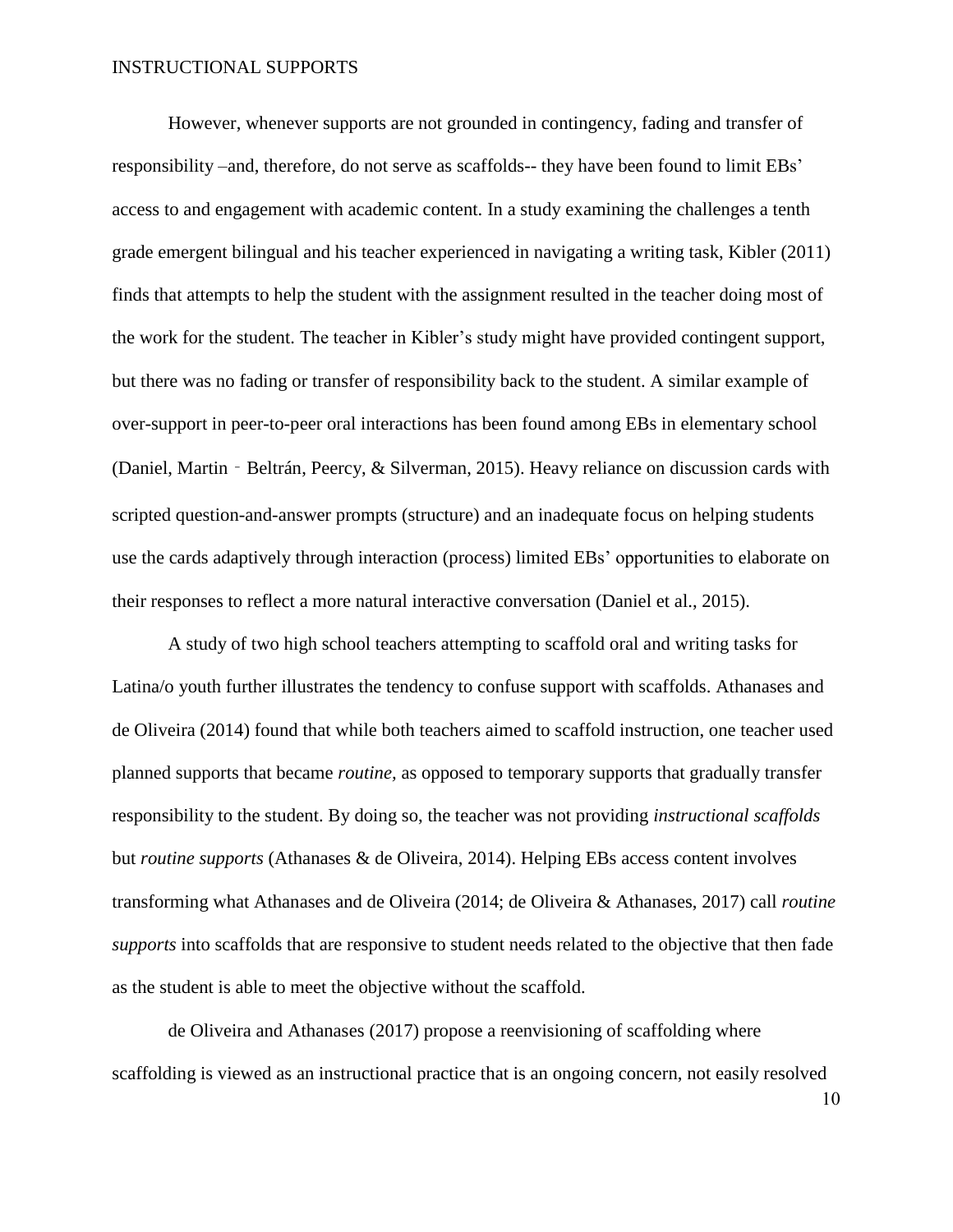However, whenever supports are not grounded in contingency, fading and transfer of responsibility –and, therefore, do not serve as scaffolds-- they have been found to limit EBs' access to and engagement with academic content. In a study examining the challenges a tenth grade emergent bilingual and his teacher experienced in navigating a writing task, Kibler (2011) finds that attempts to help the student with the assignment resulted in the teacher doing most of the work for the student. The teacher in Kibler's study might have provided contingent support, but there was no fading or transfer of responsibility back to the student. A similar example of over-support in peer-to-peer oral interactions has been found among EBs in elementary school (Daniel, Martin‐Beltrán, Peercy, & Silverman, 2015). Heavy reliance on discussion cards with scripted question-and-answer prompts (structure) and an inadequate focus on helping students use the cards adaptively through interaction (process) limited EBs' opportunities to elaborate on their responses to reflect a more natural interactive conversation (Daniel et al., 2015).

A study of two high school teachers attempting to scaffold oral and writing tasks for Latina/o youth further illustrates the tendency to confuse support with scaffolds. Athanases and de Oliveira (2014) found that while both teachers aimed to scaffold instruction, one teacher used planned supports that became *routine*, as opposed to temporary supports that gradually transfer responsibility to the student. By doing so, the teacher was not providing *instructional scaffolds* but *routine supports* (Athanases & de Oliveira, 2014). Helping EBs access content involves transforming what Athanases and de Oliveira (2014; de Oliveira & Athanases, 2017) call *routine supports* into scaffolds that are responsive to student needs related to the objective that then fade as the student is able to meet the objective without the scaffold.

de Oliveira and Athanases (2017) propose a reenvisioning of scaffolding where scaffolding is viewed as an instructional practice that is an ongoing concern, not easily resolved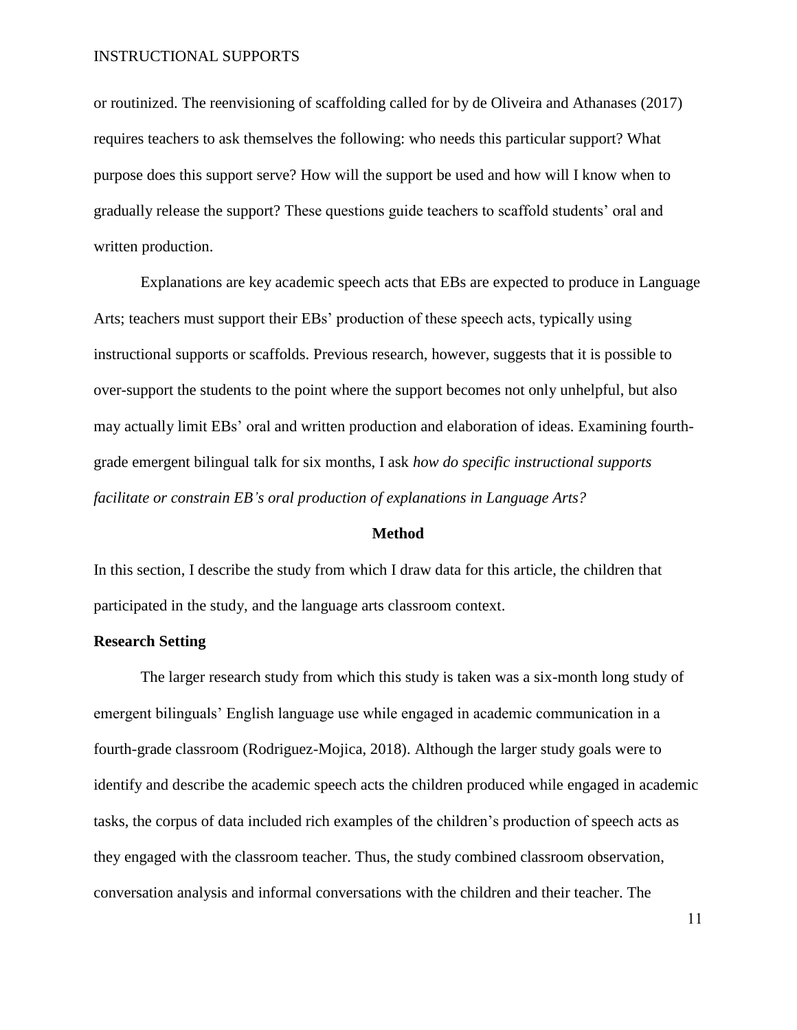or routinized. The reenvisioning of scaffolding called for by de Oliveira and Athanases (2017) requires teachers to ask themselves the following: who needs this particular support? What purpose does this support serve? How will the support be used and how will I know when to gradually release the support? These questions guide teachers to scaffold students' oral and written production.

Explanations are key academic speech acts that EBs are expected to produce in Language Arts; teachers must support their EBs' production of these speech acts, typically using instructional supports or scaffolds. Previous research, however, suggests that it is possible to over-support the students to the point where the support becomes not only unhelpful, but also may actually limit EBs' oral and written production and elaboration of ideas. Examining fourth-grade emergent bilingual talk for six months, I ask *how do specific instructional supports facilitate or constrain EB's oral production of explanations in Language Arts?*

## Method

In this section, I describe the study from which I draw data for this article, the children that participated in the study, and the language arts classroom context.

### Research Setting

The larger research study from which this study is taken was a six-month long study of emergent bilinguals' English language use while engaged in academic communication in a fourth-grade classroom (Rodriguez-Mojica, 2018). Although the larger study goals were to identify and describe the academic speech acts the children produced while engaged in academic tasks, the corpus of data included rich examples of the children's production of speech acts as they engaged with the classroom teacher. Thus, the study combined classroom observation, conversation analysis and informal conversations with the children and their teacher. The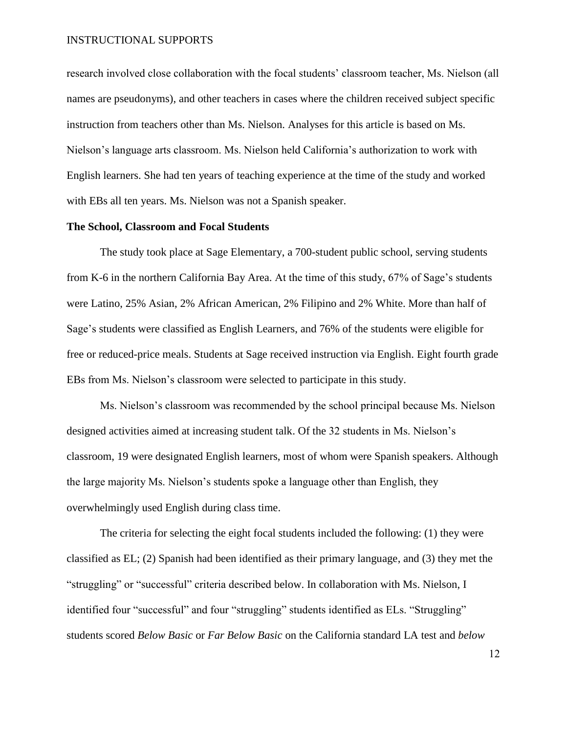research involved close collaboration with the focal students' classroom teacher, Ms. Nielson (all names are pseudonyms), and other teachers in cases where the children received subject specific instruction from teachers other than Ms. Nielson. Analyses for this article is based on Ms. Nielson's language arts classroom. Ms. Nielson held California's authorization to work with English learners. She had ten years of teaching experience at the time of the study and worked with EBs all ten years. Ms. Nielson was not a Spanish speaker.

**The School, Classroom and Focal Students**

The study took place at Sage Elementary, a 700-student public school, serving students from K-6 in the northern California Bay Area. At the time of this study, 67% of Sage's students were Latino, 25% Asian, 2% African American, 2% Filipino and 2% White. More than half of Sage's students were classified as English Learners, and 76% of the students were eligible for free or reduced-price meals. Students at Sage received instruction via English. Eight fourth grade EBs from Ms. Nielson's classroom were selected to participate in this study.

Ms. Nielson's classroom was recommended by the school principal because Ms. Nielson designed activities aimed at increasing student talk. Of the 32 students in Ms. Nielson's classroom, 19 were designated English learners, most of whom were Spanish speakers. Although the large majority Ms. Nielson's students spoke a language other than English, they overwhelmingly used English during class time.

The criteria for selecting the eight focal students included the following: (1) they were classified as EL; (2) Spanish had been identified as their primary language, and (3) they met the "struggling" or "successful" criteria described below. In collaboration with Ms. Nielson, I identified four "successful" and four "struggling" students identified as ELs. "Struggling" students scored *Below Basic* or *Far Below Basic* on the California standard LA test and *below*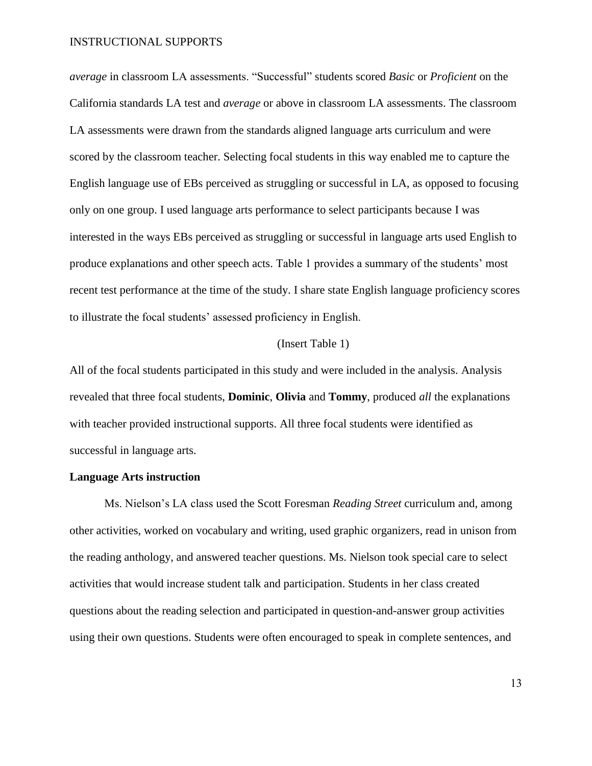*average* in classroom LA assessments. "Successful" students scored *Basic* or *Proficient* on the California standards LA test and *average* or above in classroom LA assessments. The classroom LA assessments were drawn from the standards aligned language arts curriculum and were scored by the classroom teacher. Selecting focal students in this way enabled me to capture the English language use of EBs perceived as struggling or successful in LA, as opposed to focusing only on one group. I used language arts performance to select participants because I was interested in the ways EBs perceived as struggling or successful in language arts used English to produce explanations and other speech acts. Table 1 provides a summary of the students' most recent test performance at the time of the study. I share state English language proficiency scores to illustrate the focal students' assessed proficiency in English.

(Insert Table 1)

All of the focal students participated in this study and were included in the analysis. Analysis revealed that three focal students, **Dominic**, **Olivia** and **Tommy**, produced *all* the explanations with teacher provided instructional supports. All three focal students were identified as successful in language arts.

**Language Arts instruction**

Ms. Nielson's LA class used the Scott Foresman *Reading Street* curriculum and, among other activities, worked on vocabulary and writing, used graphic organizers, read in unison from the reading anthology, and answered teacher questions. Ms. Nielson took special care to select activities that would increase student talk and participation. Students in her class created questions about the reading selection and participated in question-and-answer group activities using their own questions. Students were often encouraged to speak in complete sentences, and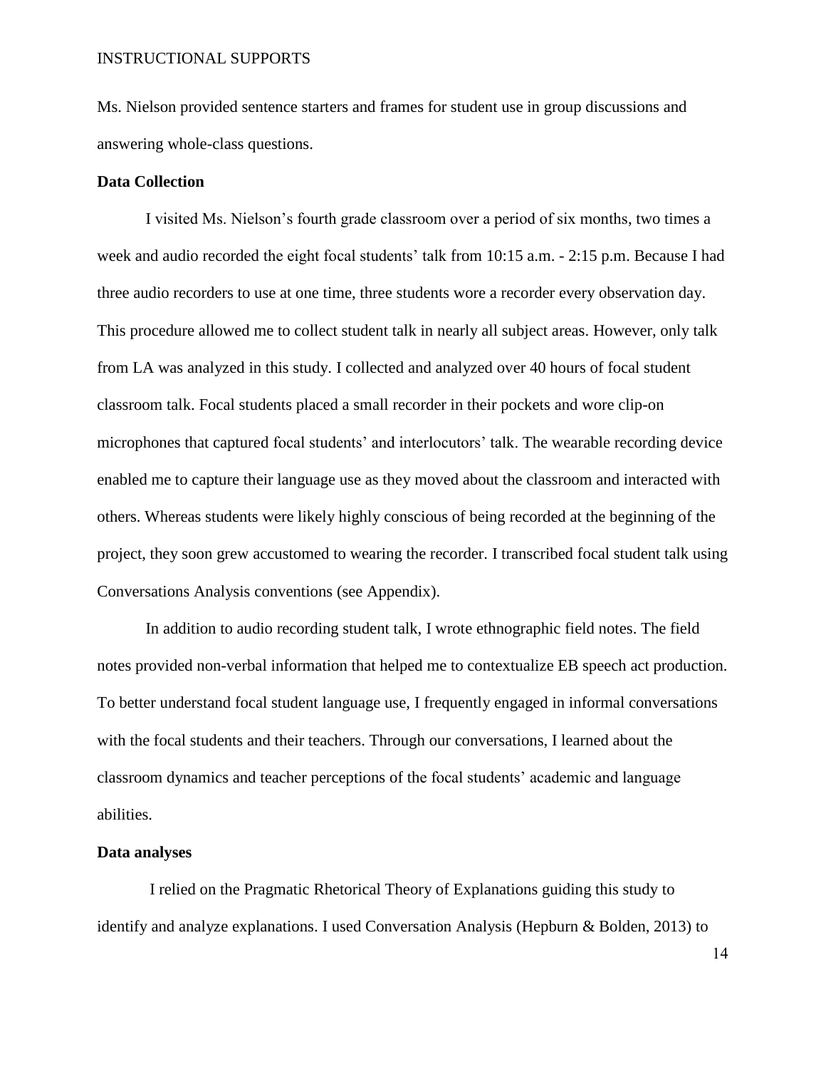Ms. Nielson provided sentence starters and frames for student use in group discussions and answering whole-class questions.

**Data Collection**

I visited Ms. Nielson's fourth grade classroom over a period of six months, two times a week and audio recorded the eight focal students' talk from 10:15 a.m. - 2:15 p.m. Because I had three audio recorders to use at one time, three students wore a recorder every observation day. This procedure allowed me to collect student talk in nearly all subject areas. However, only talk from LA was analyzed in this study. I collected and analyzed over 40 hours of focal student classroom talk. Focal students placed a small recorder in their pockets and wore clip-on microphones that captured focal students' and interlocutors' talk. The wearable recording device enabled me to capture their language use as they moved about the classroom and interacted with others. Whereas students were likely highly conscious of being recorded at the beginning of the project, they soon grew accustomed to wearing the recorder. I transcribed focal student talk using Conversations Analysis conventions (see Appendix).

In addition to audio recording student talk, I wrote ethnographic field notes. The field notes provided non-verbal information that helped me to contextualize EB speech act production. To better understand focal student language use, I frequently engaged in informal conversations with the focal students and their teachers. Through our conversations, I learned about the classroom dynamics and teacher perceptions of the focal students' academic and language abilities.

**Data analyses**

I relied on the Pragmatic Rhetorical Theory of Explanations guiding this study to identify and analyze explanations. I used Conversation Analysis (Hepburn & Bolden, 2013) to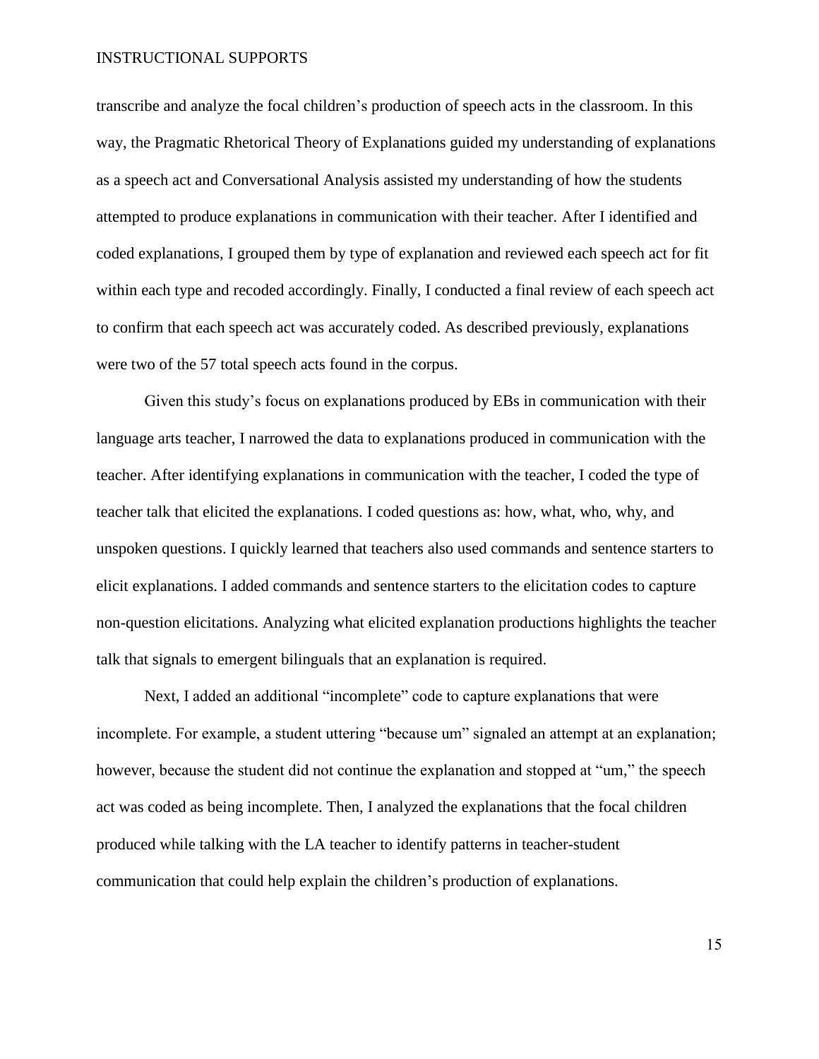transcribe and analyze the focal children's production of speech acts in the classroom. In this way, the Pragmatic Rhetorical Theory of Explanations guided my understanding of explanations as a speech act and Conversational Analysis assisted my understanding of how the students attempted to produce explanations in communication with their teacher. After I identified and coded explanations, I grouped them by type of explanation and reviewed each speech act for fit within each type and recoded accordingly. Finally, I conducted a final review of each speech act to confirm that each speech act was accurately coded. As described previously, explanations were two of the 57 total speech acts found in the corpus.

Given this study's focus on explanations produced by EBs in communication with their language arts teacher, I narrowed the data to explanations produced in communication with the teacher. After identifying explanations in communication with the teacher, I coded the type of teacher talk that elicited the explanations. I coded questions as: how, what, who, why, and unspoken questions. I quickly learned that teachers also used commands and sentence starters to elicit explanations. I added commands and sentence starters to the elicitation codes to capture non-question elicitations. Analyzing what elicited explanation productions highlights the teacher talk that signals to emergent bilinguals that an explanation is required.

Next, I added an additional "incomplete" code to capture explanations that were incomplete. For example, a student uttering "because um" signaled an attempt at an explanation; however, because the student did not continue the explanation and stopped at "um," the speech act was coded as being incomplete. Then, I analyzed the explanations that the focal children produced while talking with the LA teacher to identify patterns in teacher-student communication that could help explain the children's production of explanations.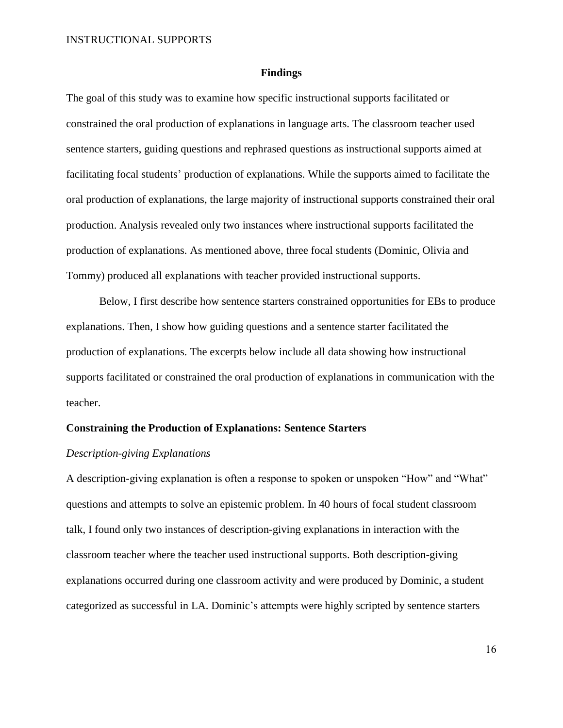## Findings

The goal of this study was to examine how specific instructional supports facilitated or constrained the oral production of explanations in language arts. The classroom teacher used sentence starters, guiding questions and rephrased questions as instructional supports aimed at facilitating focal students' production of explanations. While the supports aimed to facilitate the oral production of explanations, the large majority of instructional supports constrained their oral production. Analysis revealed only two instances where instructional supports facilitated the production of explanations. As mentioned above, three focal students (Dominic, Olivia and Tommy) produced all explanations with teacher provided instructional supports.

Below, I first describe how sentence starters constrained opportunities for EBs to produce explanations. Then, I show how guiding questions and a sentence starter facilitated the production of explanations. The excerpts below include all data showing how instructional supports facilitated or constrained the oral production of explanations in communication with the teacher.

### Constraining the Production of Explanations: Sentence Starters

#### *Description-giving Explanations*

A description-giving explanation is often a response to spoken or unspoken "How" and "What" questions and attempts to solve an epistemic problem. In 40 hours of focal student classroom talk, I found only two instances of description-giving explanations in interaction with the classroom teacher where the teacher used instructional supports. Both description-giving explanations occurred during one classroom activity and were produced by Dominic, a student categorized as successful in LA. Dominic's attempts were highly scripted by sentence starters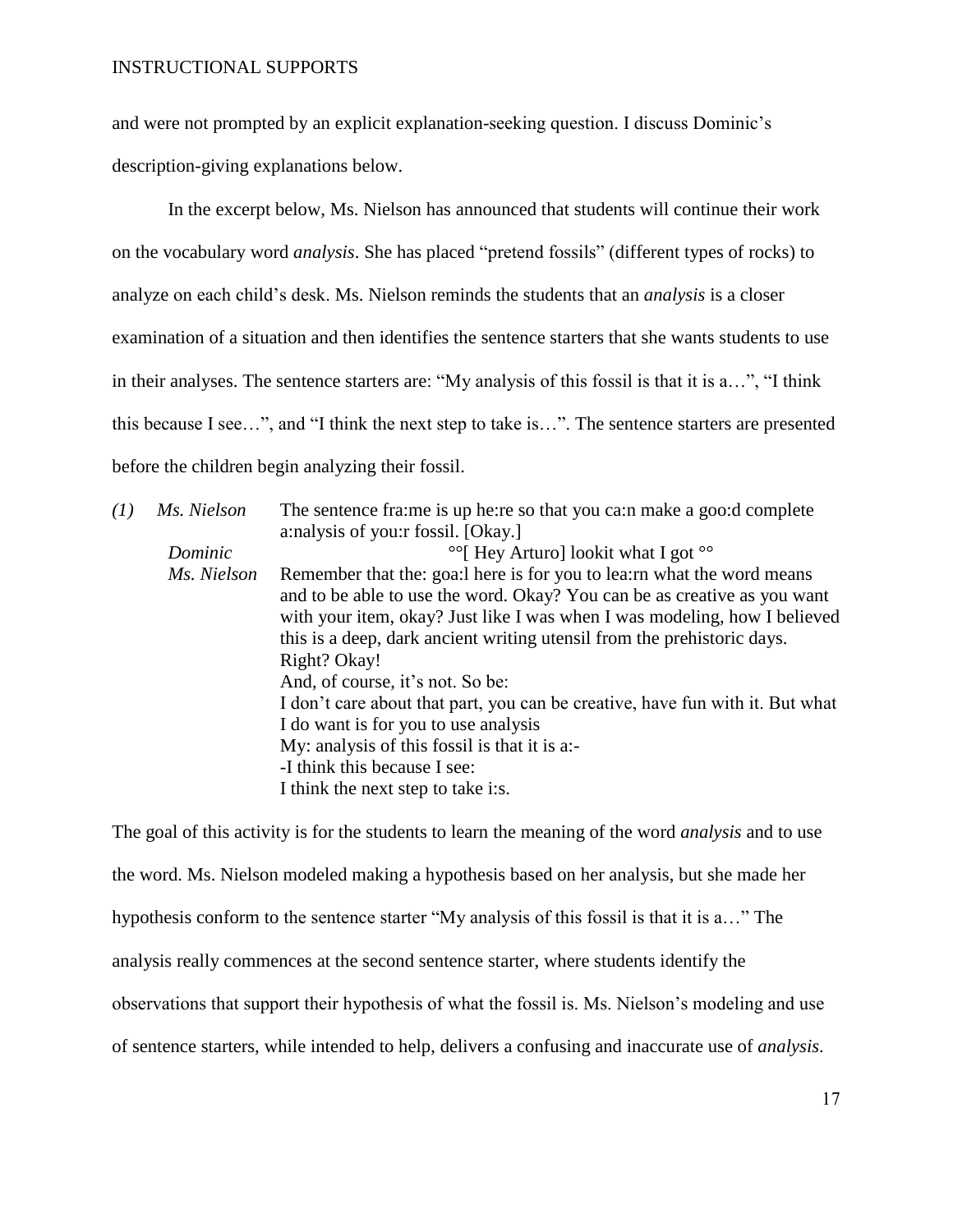and were not prompted by an explicit explanation-seeking question. I discuss Dominic's description-giving explanations below.

In the excerpt below, Ms. Nielson has announced that students will continue their work on the vocabulary word *analysis*. She has placed "pretend fossils" (different types of rocks) to analyze on each child's desk. Ms. Nielson reminds the students that an *analysis* is a closer examination of a situation and then identifies the sentence starters that she wants students to use in their analyses. The sentence starters are: "My analysis of this fossil is that it is a…", "I think this because I see…", and "I think the next step to take is…". The sentence starters are presented before the children begin analyzing their fossil.

| | | |
|---|---|---|
| *(1)* | *Ms. Nielson* | The sentence fra:me is up he:re so that you ca:n make a goo:d complete a:nalysis of you:r fossil. [Okay.] |
| | *Dominic* | °°[ Hey Arturo] lookit what I got °° |
| | *Ms. Nielson* | Remember that the: goa:l here is for you to lea:rn what the word means and to be able to use the word. Okay? You can be as creative as you want with your item, okay? Just like I was when I was modeling, how I believed this is a deep, dark ancient writing utensil from the prehistoric days. Right? Okay!<br>And, of course, it's not. So be:<br>I don't care about that part, you can be creative, have fun with it. But what I do want is for you to use analysis<br>My: analysis of this fossil is that it is a:-<br>-I think this because I see:<br>I think the next step to take i:s. |

The goal of this activity is for the students to learn the meaning of the word *analysis* and to use the word. Ms. Nielson modeled making a hypothesis based on her analysis, but she made her hypothesis conform to the sentence starter "My analysis of this fossil is that it is a…" The analysis really commences at the second sentence starter, where students identify the observations that support their hypothesis of what the fossil is. Ms. Nielson's modeling and use of sentence starters, while intended to help, delivers a confusing and inaccurate use of *analysis*.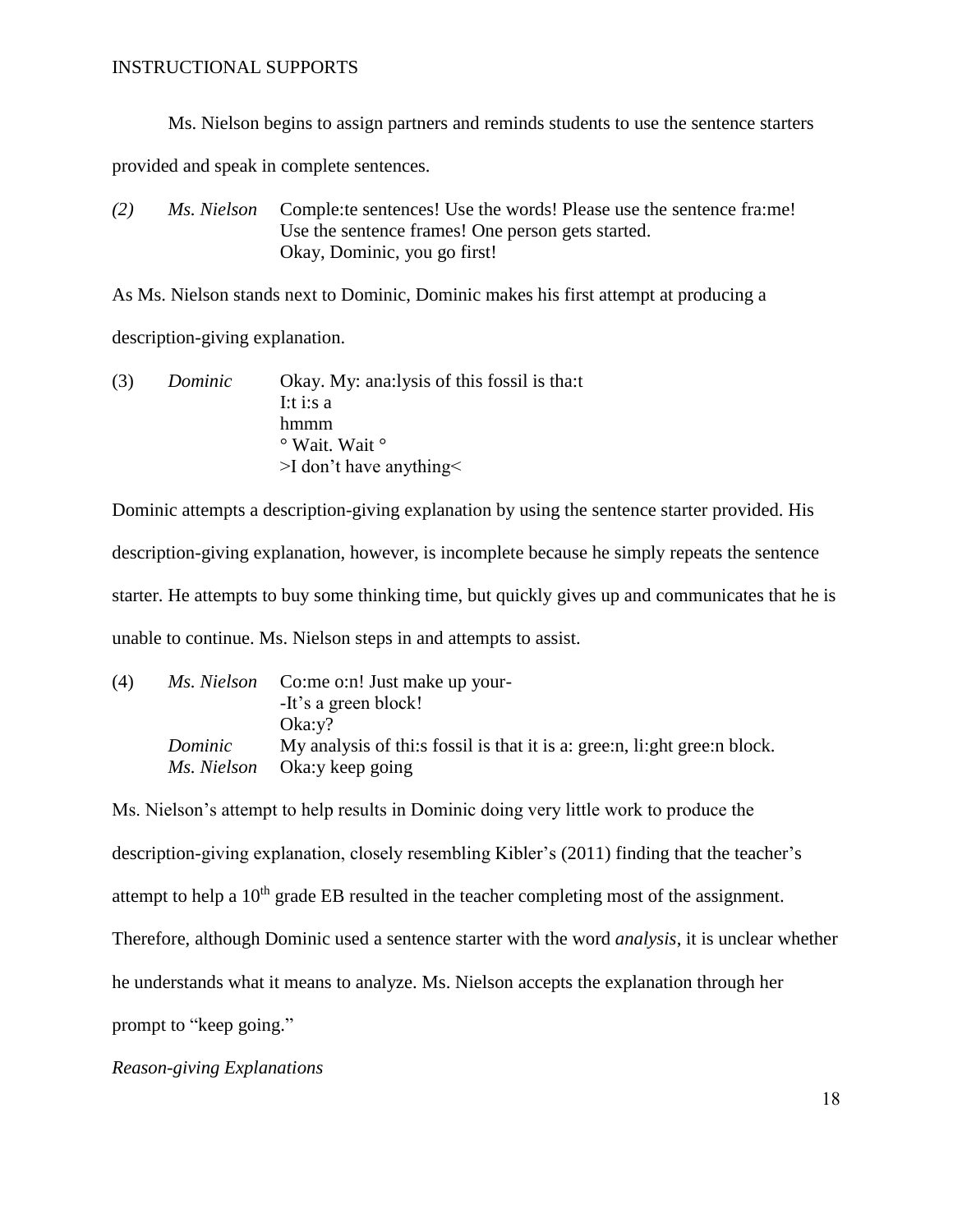Ms. Nielson begins to assign partners and reminds students to use the sentence starters provided and speak in complete sentences.

*(2)* *Ms. Nielson* Comple:te sentences! Use the words! Please use the sentence fra:me!
Use the sentence frames! One person gets started.
Okay, Dominic, you go first!

As Ms. Nielson stands next to Dominic, Dominic makes his first attempt at producing a description-giving explanation.

(3) *Dominic* Okay. My: ana:lysis of this fossil is tha:t
I:t i:s a
hmmm
° Wait. Wait °
>I don't have anything<

Dominic attempts a description-giving explanation by using the sentence starter provided. His description-giving explanation, however, is incomplete because he simply repeats the sentence starter. He attempts to buy some thinking time, but quickly gives up and communicates that he is unable to continue. Ms. Nielson steps in and attempts to assist.

(4) *Ms. Nielson* Co:me o:n! Just make up your-
-It's a green block!
Oka:y?
*Dominic* My analysis of thi:s fossil is that it is a: gree:n, li:ght gree:n block.
*Ms. Nielson* Oka:y keep going

Ms. Nielson's attempt to help results in Dominic doing very little work to produce the description-giving explanation, closely resembling Kibler's (2011) finding that the teacher's attempt to help a 10th grade EB resulted in the teacher completing most of the assignment. Therefore, although Dominic used a sentence starter with the word *analysis*, it is unclear whether he understands what it means to analyze. Ms. Nielson accepts the explanation through her prompt to "keep going."

*Reason-giving Explanations*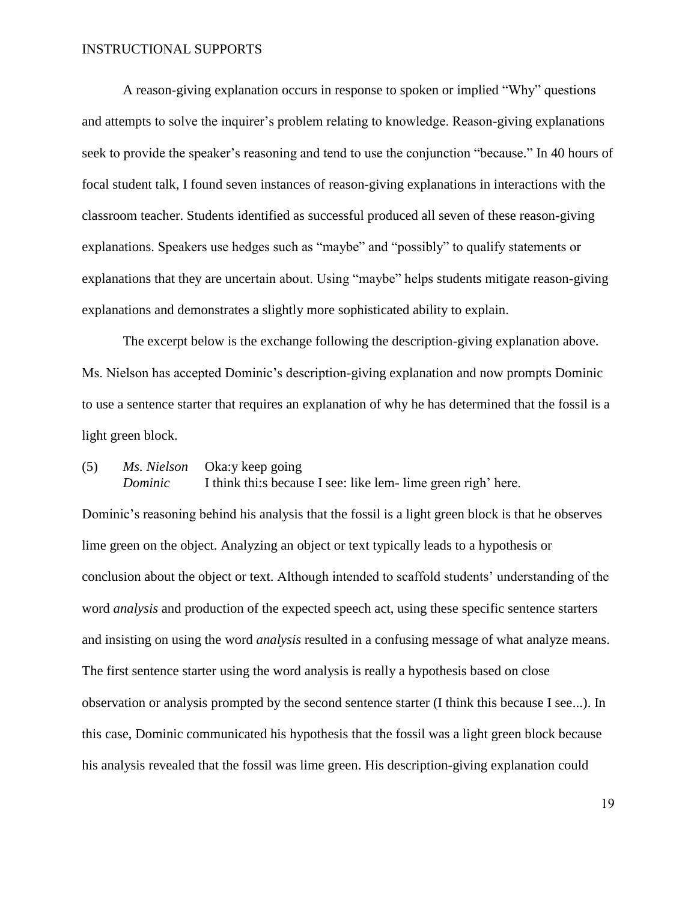A reason-giving explanation occurs in response to spoken or implied "Why" questions and attempts to solve the inquirer's problem relating to knowledge. Reason-giving explanations seek to provide the speaker's reasoning and tend to use the conjunction "because." In 40 hours of focal student talk, I found seven instances of reason-giving explanations in interactions with the classroom teacher. Students identified as successful produced all seven of these reason-giving explanations. Speakers use hedges such as "maybe" and "possibly" to qualify statements or explanations that they are uncertain about. Using "maybe" helps students mitigate reason-giving explanations and demonstrates a slightly more sophisticated ability to explain.

The excerpt below is the exchange following the description-giving explanation above. Ms. Nielson has accepted Dominic's description-giving explanation and now prompts Dominic to use a sentence starter that requires an explanation of why he has determined that the fossil is a light green block.

(5) *Ms. Nielson* Oka:y keep going
*Dominic* I think thi:s because I see: like lem- lime green righ' here.

Dominic's reasoning behind his analysis that the fossil is a light green block is that he observes lime green on the object. Analyzing an object or text typically leads to a hypothesis or conclusion about the object or text. Although intended to scaffold students' understanding of the word *analysis* and production of the expected speech act, using these specific sentence starters and insisting on using the word *analysis* resulted in a confusing message of what analyze means. The first sentence starter using the word analysis is really a hypothesis based on close observation or analysis prompted by the second sentence starter (I think this because I see...). In this case, Dominic communicated his hypothesis that the fossil was a light green block because his analysis revealed that the fossil was lime green. His description-giving explanation could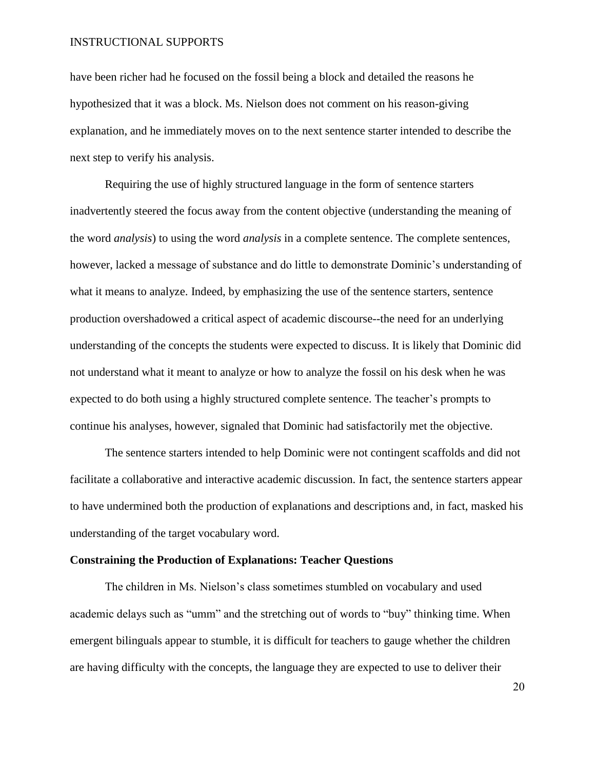have been richer had he focused on the fossil being a block and detailed the reasons he hypothesized that it was a block. Ms. Nielson does not comment on his reason-giving explanation, and he immediately moves on to the next sentence starter intended to describe the next step to verify his analysis.

Requiring the use of highly structured language in the form of sentence starters inadvertently steered the focus away from the content objective (understanding the meaning of the word *analysis*) to using the word *analysis* in a complete sentence. The complete sentences, however, lacked a message of substance and do little to demonstrate Dominic's understanding of what it means to analyze. Indeed, by emphasizing the use of the sentence starters, sentence production overshadowed a critical aspect of academic discourse--the need for an underlying understanding of the concepts the students were expected to discuss. It is likely that Dominic did not understand what it meant to analyze or how to analyze the fossil on his desk when he was expected to do both using a highly structured complete sentence. The teacher's prompts to continue his analyses, however, signaled that Dominic had satisfactorily met the objective.

The sentence starters intended to help Dominic were not contingent scaffolds and did not facilitate a collaborative and interactive academic discussion. In fact, the sentence starters appear to have undermined both the production of explanations and descriptions and, in fact, masked his understanding of the target vocabulary word.

**Constraining the Production of Explanations: Teacher Questions**

The children in Ms. Nielson's class sometimes stumbled on vocabulary and used academic delays such as "umm" and the stretching out of words to "buy" thinking time. When emergent bilinguals appear to stumble, it is difficult for teachers to gauge whether the children are having difficulty with the concepts, the language they are expected to use to deliver their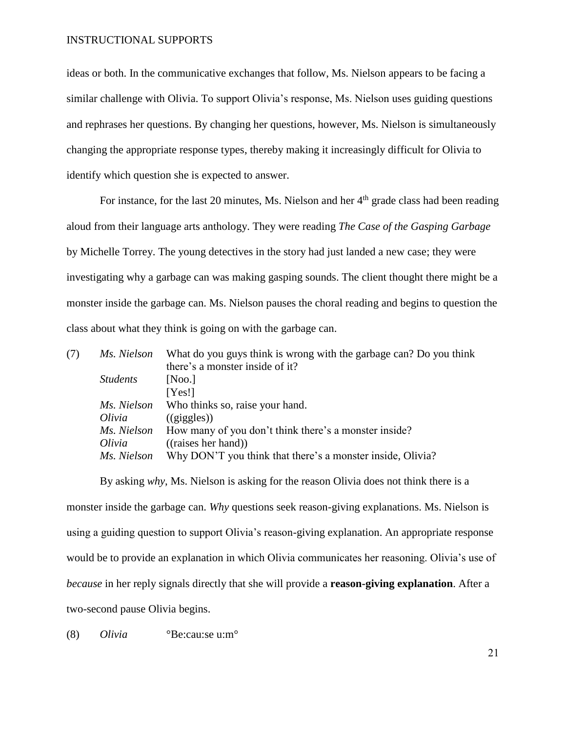ideas or both. In the communicative exchanges that follow, Ms. Nielson appears to be facing a similar challenge with Olivia. To support Olivia's response, Ms. Nielson uses guiding questions and rephrases her questions. By changing her questions, however, Ms. Nielson is simultaneously changing the appropriate response types, thereby making it increasingly difficult for Olivia to identify which question she is expected to answer.

For instance, for the last 20 minutes, Ms. Nielson and her 4th grade class had been reading aloud from their language arts anthology. They were reading *The Case of the Gasping Garbage* by Michelle Torrey. The young detectives in the story had just landed a new case; they were investigating why a garbage can was making gasping sounds. The client thought there might be a monster inside the garbage can. Ms. Nielson pauses the choral reading and begins to question the class about what they think is going on with the garbage can.

| | | |
|---|---|---|
| (7) | *Ms. Nielson* | What do you guys think is wrong with the garbage can? Do you think there's a monster inside of it? |
| | *Students* | [Noo.] |
| | | [Yes!] |
| | *Ms. Nielson* | Who thinks so, raise your hand. |
| | *Olivia* | ((giggles)) |
| | *Ms. Nielson* | How many of you don't think there's a monster inside? |
| | *Olivia* | ((raises her hand)) |
| | *Ms. Nielson* | Why DON'T you think that there's a monster inside, Olivia? |

By asking *why*, Ms. Nielson is asking for the reason Olivia does not think there is a monster inside the garbage can. *Why* questions seek reason-giving explanations. Ms. Nielson is using a guiding question to support Olivia's reason-giving explanation. An appropriate response would be to provide an explanation in which Olivia communicates her reasoning. Olivia's use of *because* in her reply signals directly that she will provide a **reason-giving explanation**. After a two-second pause Olivia begins.

| | | |
|---|---|---|
| (8) | *Olivia* | °Be:cau:se u:m° |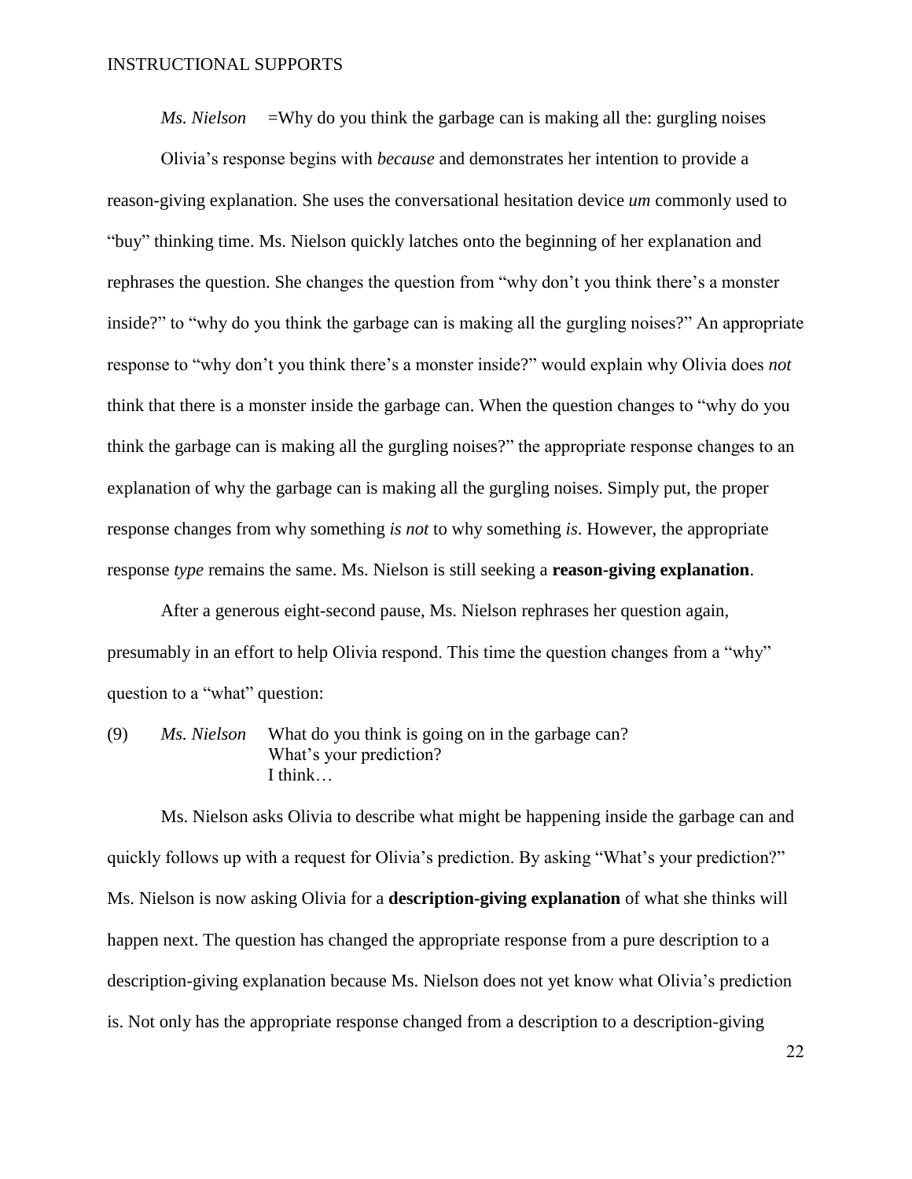*Ms. Nielson* =Why do you think the garbage can is making all the: gurgling noises

Olivia's response begins with *because* and demonstrates her intention to provide a reason-giving explanation. She uses the conversational hesitation device *um* commonly used to "buy" thinking time. Ms. Nielson quickly latches onto the beginning of her explanation and rephrases the question. She changes the question from "why don't you think there's a monster inside?" to "why do you think the garbage can is making all the gurgling noises?" An appropriate response to "why don't you think there's a monster inside?" would explain why Olivia does *not* think that there is a monster inside the garbage can. When the question changes to "why do you think the garbage can is making all the gurgling noises?" the appropriate response changes to an explanation of why the garbage can is making all the gurgling noises. Simply put, the proper response changes from why something *is not* to why something *is*. However, the appropriate response *type* remains the same. Ms. Nielson is still seeking a **reason-giving explanation**.

After a generous eight-second pause, Ms. Nielson rephrases her question again, presumably in an effort to help Olivia respond. This time the question changes from a "why" question to a "what" question:

(9) *Ms. Nielson* What do you think is going on in the garbage can?
What's your prediction?
I think…

Ms. Nielson asks Olivia to describe what might be happening inside the garbage can and quickly follows up with a request for Olivia's prediction. By asking "What's your prediction?" Ms. Nielson is now asking Olivia for a **description-giving explanation** of what she thinks will happen next. The question has changed the appropriate response from a pure description to a description-giving explanation because Ms. Nielson does not yet know what Olivia's prediction is. Not only has the appropriate response changed from a description to a description-giving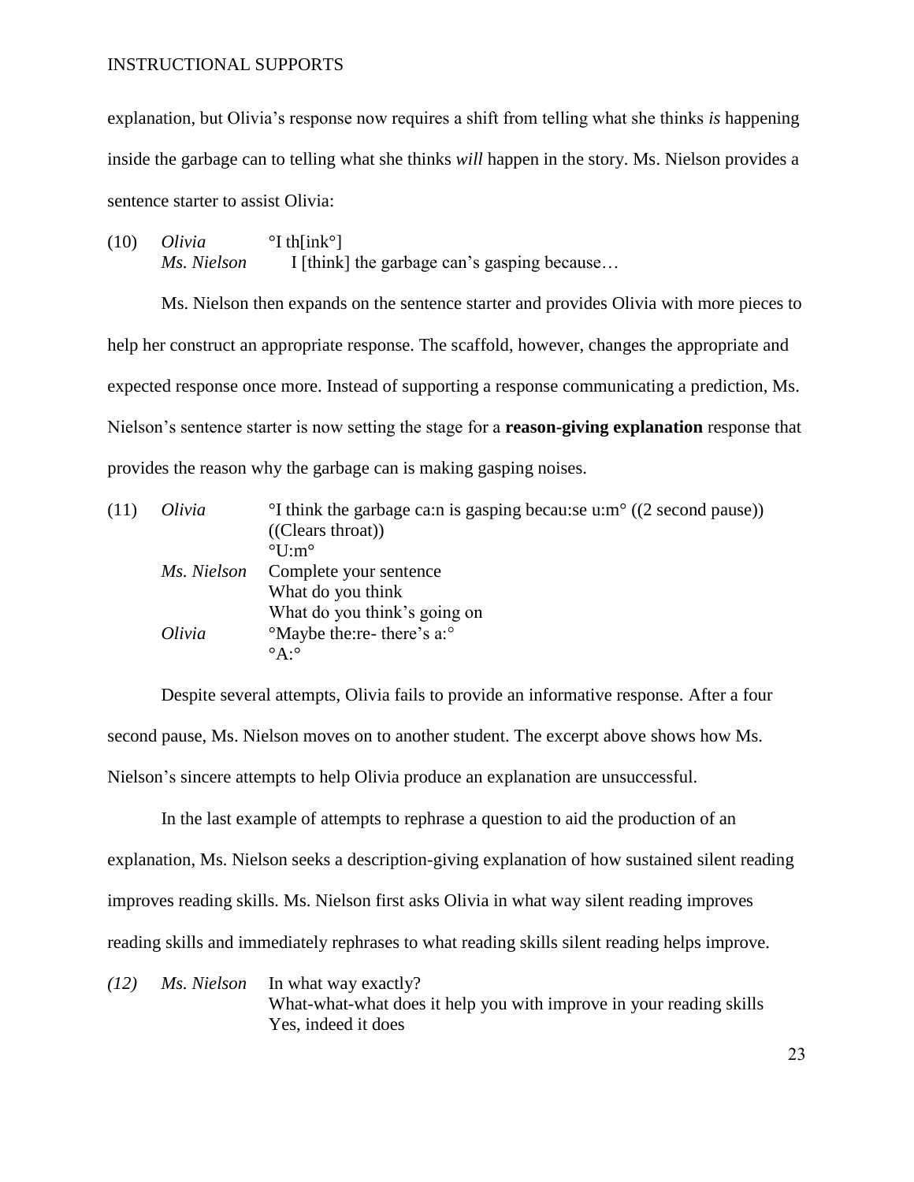explanation, but Olivia's response now requires a shift from telling what she thinks *is* happening inside the garbage can to telling what she thinks *will* happen in the story. Ms. Nielson provides a sentence starter to assist Olivia:

(10) *Olivia* °I th[ink°]
*Ms. Nielson* I [think] the garbage can's gasping because…

Ms. Nielson then expands on the sentence starter and provides Olivia with more pieces to help her construct an appropriate response. The scaffold, however, changes the appropriate and expected response once more. Instead of supporting a response communicating a prediction, Ms. Nielson's sentence starter is now setting the stage for a **reason-giving explanation** response that provides the reason why the garbage can is making gasping noises.

(11) *Olivia* °I think the garbage ca:n is gasping becau:se u:m° ((2 second pause))
((Clears throat))
°U:m°
*Ms. Nielson* Complete your sentence
What do you think
What do you think's going on
*Olivia* °Maybe the:re- there's a:°
°A:°

Despite several attempts, Olivia fails to provide an informative response. After a four second pause, Ms. Nielson moves on to another student. The excerpt above shows how Ms. Nielson's sincere attempts to help Olivia produce an explanation are unsuccessful.

In the last example of attempts to rephrase a question to aid the production of an explanation, Ms. Nielson seeks a description-giving explanation of how sustained silent reading improves reading skills. Ms. Nielson first asks Olivia in what way silent reading improves reading skills and immediately rephrases to what reading skills silent reading helps improve.

*(12)* *Ms. Nielson* In what way exactly?
What-what-what does it help you with improve in your reading skills
Yes, indeed it does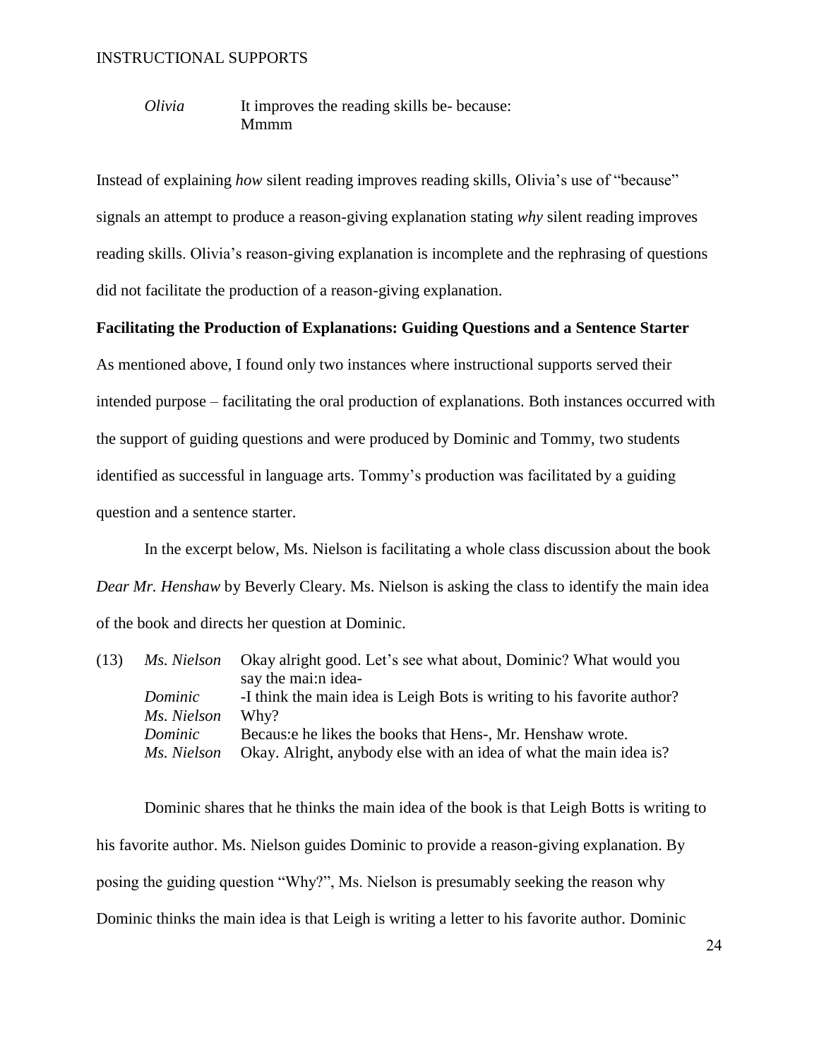| | | |
|---|---|---|
| | *Olivia* | It improves the reading skills be- because: Mmmm |

Instead of explaining *how* silent reading improves reading skills, Olivia's use of "because" signals an attempt to produce a reason-giving explanation stating *why* silent reading improves reading skills. Olivia's reason-giving explanation is incomplete and the rephrasing of questions did not facilitate the production of a reason-giving explanation.

**Facilitating the Production of Explanations: Guiding Questions and a Sentence Starter**

As mentioned above, I found only two instances where instructional supports served their intended purpose – facilitating the oral production of explanations. Both instances occurred with the support of guiding questions and were produced by Dominic and Tommy, two students identified as successful in language arts. Tommy's production was facilitated by a guiding question and a sentence starter.

In the excerpt below, Ms. Nielson is facilitating a whole class discussion about the book *Dear Mr. Henshaw* by Beverly Cleary. Ms. Nielson is asking the class to identify the main idea of the book and directs her question at Dominic.

| | | |
|---|---|---|
| (13) | *Ms. Nielson* | Okay alright good. Let's see what about, Dominic? What would you say the mai:n idea- |
| | *Dominic* | -I think the main idea is Leigh Bots is writing to his favorite author? |
| | *Ms. Nielson* | Why? |
| | *Dominic* | Becaus:e he likes the books that Hens-, Mr. Henshaw wrote. |
| | *Ms. Nielson* | Okay. Alright, anybody else with an idea of what the main idea is? |

Dominic shares that he thinks the main idea of the book is that Leigh Botts is writing to his favorite author. Ms. Nielson guides Dominic to provide a reason-giving explanation. By posing the guiding question "Why?", Ms. Nielson is presumably seeking the reason why Dominic thinks the main idea is that Leigh is writing a letter to his favorite author. Dominic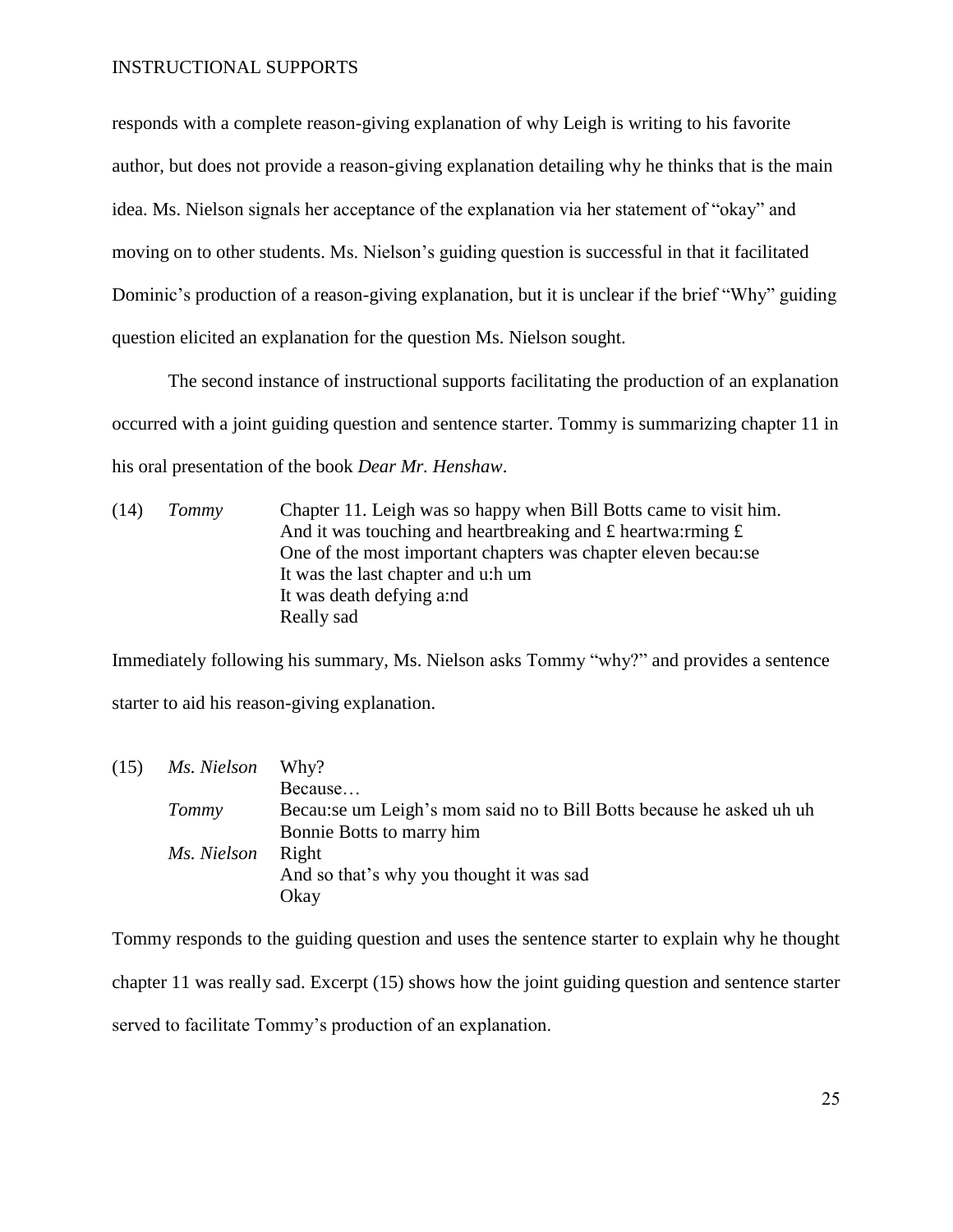responds with a complete reason-giving explanation of why Leigh is writing to his favorite author, but does not provide a reason-giving explanation detailing why he thinks that is the main idea. Ms. Nielson signals her acceptance of the explanation via her statement of "okay" and moving on to other students. Ms. Nielson's guiding question is successful in that it facilitated Dominic's production of a reason-giving explanation, but it is unclear if the brief "Why" guiding question elicited an explanation for the question Ms. Nielson sought.

The second instance of instructional supports facilitating the production of an explanation occurred with a joint guiding question and sentence starter. Tommy is summarizing chapter 11 in his oral presentation of the book *Dear Mr. Henshaw*.

| | | |
|---|---|---|
| (14) | *Tommy* | Chapter 11. Leigh was so happy when Bill Botts came to visit him.<br>And it was touching and heartbreaking and £ heartwa:rming £<br>One of the most important chapters was chapter eleven becau:se<br>It was the last chapter and u:h um<br>It was death defying a:nd<br>Really sad |

Immediately following his summary, Ms. Nielson asks Tommy "why?" and provides a sentence starter to aid his reason-giving explanation.

| | | |
|---|---|---|
| (15) | *Ms. Nielson* | Why?<br>Because… |
| | *Tommy* | Becau:se um Leigh's mom said no to Bill Botts because he asked uh uh Bonnie Botts to marry him |
| | *Ms. Nielson* | Right<br>And so that's why you thought it was sad<br>Okay |

Tommy responds to the guiding question and uses the sentence starter to explain why he thought chapter 11 was really sad. Excerpt (15) shows how the joint guiding question and sentence starter served to facilitate Tommy's production of an explanation.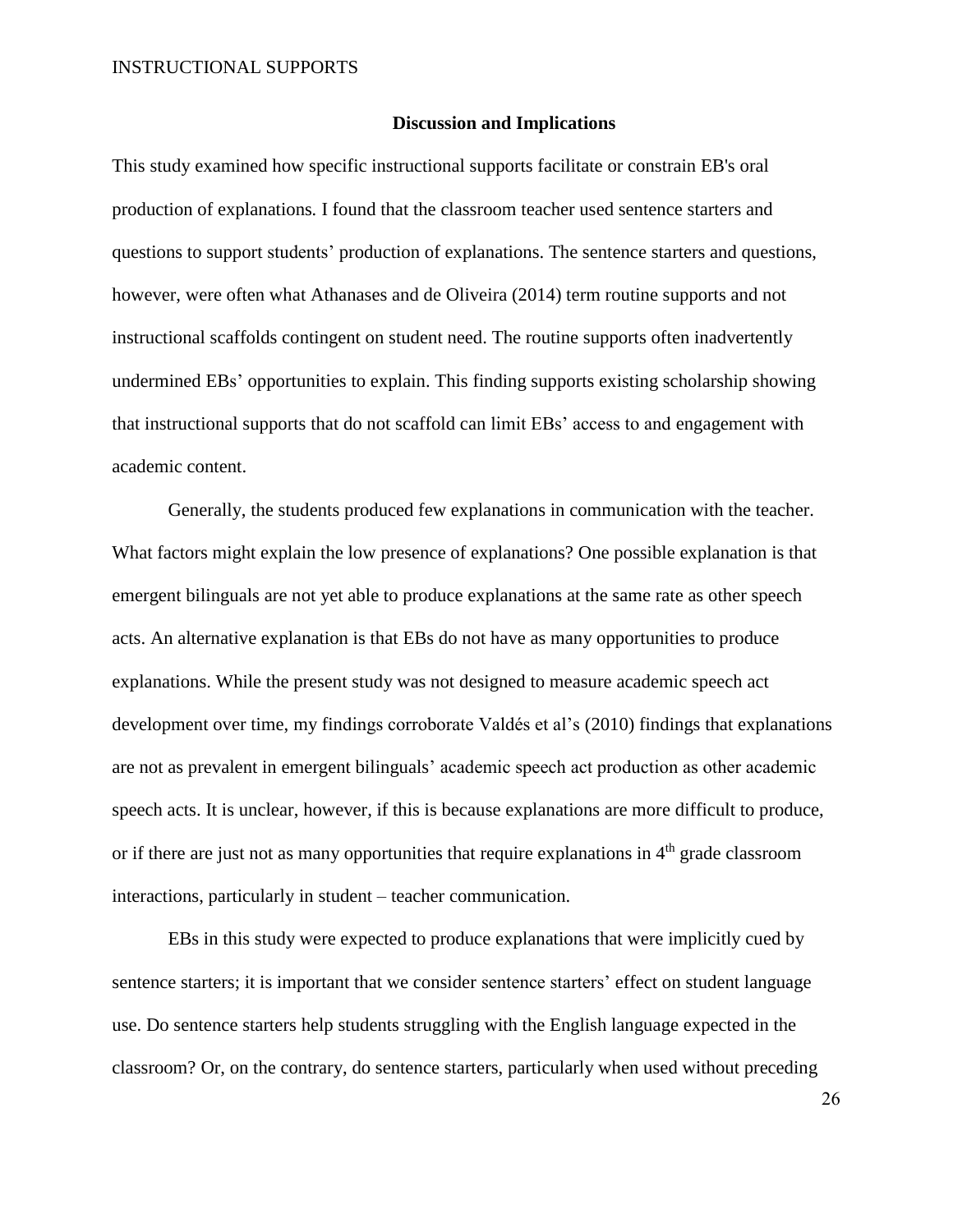## Discussion and Implications

This study examined how specific instructional supports facilitate or constrain EB's oral production of explanations. I found that the classroom teacher used sentence starters and questions to support students' production of explanations. The sentence starters and questions, however, were often what Athanases and de Oliveira (2014) term routine supports and not instructional scaffolds contingent on student need. The routine supports often inadvertently undermined EBs' opportunities to explain. This finding supports existing scholarship showing that instructional supports that do not scaffold can limit EBs' access to and engagement with academic content.

Generally, the students produced few explanations in communication with the teacher. What factors might explain the low presence of explanations? One possible explanation is that emergent bilinguals are not yet able to produce explanations at the same rate as other speech acts. An alternative explanation is that EBs do not have as many opportunities to produce explanations. While the present study was not designed to measure academic speech act development over time, my findings corroborate Valdés et al's (2010) findings that explanations are not as prevalent in emergent bilinguals' academic speech act production as other academic speech acts. It is unclear, however, if this is because explanations are more difficult to produce, or if there are just not as many opportunities that require explanations in 4th grade classroom interactions, particularly in student – teacher communication.

EBs in this study were expected to produce explanations that were implicitly cued by sentence starters; it is important that we consider sentence starters' effect on student language use. Do sentence starters help students struggling with the English language expected in the classroom? Or, on the contrary, do sentence starters, particularly when used without preceding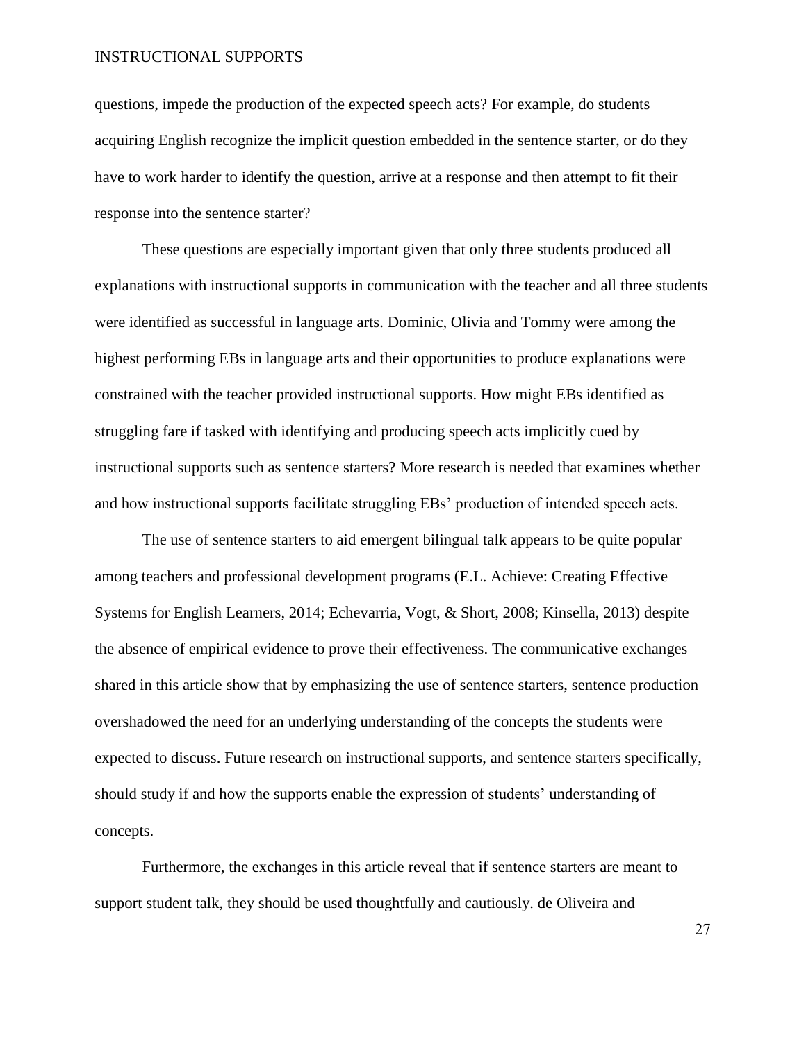questions, impede the production of the expected speech acts? For example, do students acquiring English recognize the implicit question embedded in the sentence starter, or do they have to work harder to identify the question, arrive at a response and then attempt to fit their response into the sentence starter?

These questions are especially important given that only three students produced all explanations with instructional supports in communication with the teacher and all three students were identified as successful in language arts. Dominic, Olivia and Tommy were among the highest performing EBs in language arts and their opportunities to produce explanations were constrained with the teacher provided instructional supports. How might EBs identified as struggling fare if tasked with identifying and producing speech acts implicitly cued by instructional supports such as sentence starters? More research is needed that examines whether and how instructional supports facilitate struggling EBs' production of intended speech acts.

The use of sentence starters to aid emergent bilingual talk appears to be quite popular among teachers and professional development programs (E.L. Achieve: Creating Effective Systems for English Learners, 2014; Echevarria, Vogt, & Short, 2008; Kinsella, 2013) despite the absence of empirical evidence to prove their effectiveness. The communicative exchanges shared in this article show that by emphasizing the use of sentence starters, sentence production overshadowed the need for an underlying understanding of the concepts the students were expected to discuss. Future research on instructional supports, and sentence starters specifically, should study if and how the supports enable the expression of students' understanding of concepts.

Furthermore, the exchanges in this article reveal that if sentence starters are meant to support student talk, they should be used thoughtfully and cautiously. de Oliveira and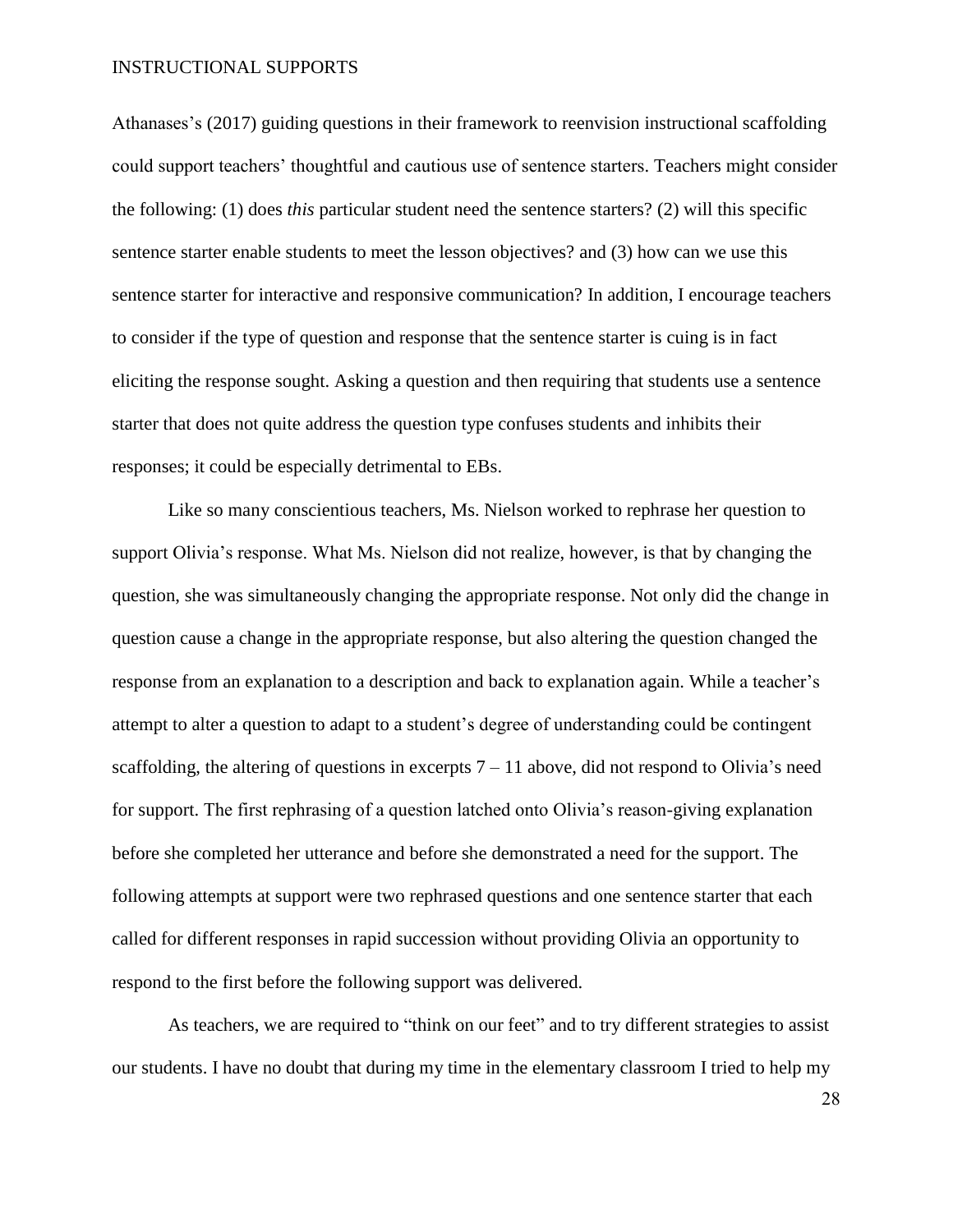Athanases's (2017) guiding questions in their framework to reenvision instructional scaffolding could support teachers' thoughtful and cautious use of sentence starters. Teachers might consider the following: (1) does *this* particular student need the sentence starters? (2) will this specific sentence starter enable students to meet the lesson objectives? and (3) how can we use this sentence starter for interactive and responsive communication? In addition, I encourage teachers to consider if the type of question and response that the sentence starter is cuing is in fact eliciting the response sought. Asking a question and then requiring that students use a sentence starter that does not quite address the question type confuses students and inhibits their responses; it could be especially detrimental to EBs.

Like so many conscientious teachers, Ms. Nielson worked to rephrase her question to support Olivia's response. What Ms. Nielson did not realize, however, is that by changing the question, she was simultaneously changing the appropriate response. Not only did the change in question cause a change in the appropriate response, but also altering the question changed the response from an explanation to a description and back to explanation again. While a teacher's attempt to alter a question to adapt to a student's degree of understanding could be contingent scaffolding, the altering of questions in excerpts 7 – 11 above, did not respond to Olivia's need for support. The first rephrasing of a question latched onto Olivia's reason-giving explanation before she completed her utterance and before she demonstrated a need for the support. The following attempts at support were two rephrased questions and one sentence starter that each called for different responses in rapid succession without providing Olivia an opportunity to respond to the first before the following support was delivered.

As teachers, we are required to "think on our feet" and to try different strategies to assist our students. I have no doubt that during my time in the elementary classroom I tried to help my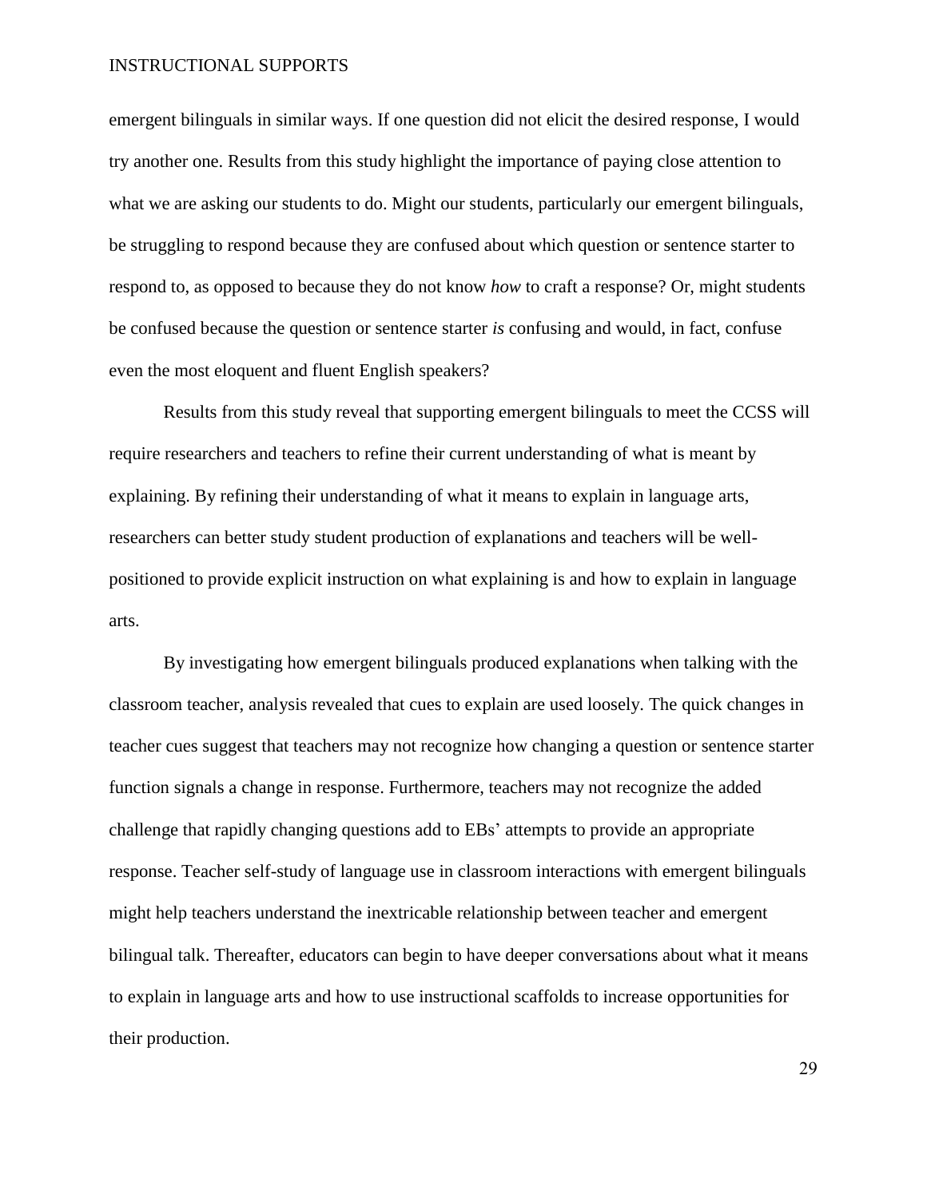emergent bilinguals in similar ways. If one question did not elicit the desired response, I would try another one. Results from this study highlight the importance of paying close attention to what we are asking our students to do. Might our students, particularly our emergent bilinguals, be struggling to respond because they are confused about which question or sentence starter to respond to, as opposed to because they do not know *how* to craft a response? Or, might students be confused because the question or sentence starter *is* confusing and would, in fact, confuse even the most eloquent and fluent English speakers?

Results from this study reveal that supporting emergent bilinguals to meet the CCSS will require researchers and teachers to refine their current understanding of what is meant by explaining. By refining their understanding of what it means to explain in language arts, researchers can better study student production of explanations and teachers will be well-positioned to provide explicit instruction on what explaining is and how to explain in language arts.

By investigating how emergent bilinguals produced explanations when talking with the classroom teacher, analysis revealed that cues to explain are used loosely. The quick changes in teacher cues suggest that teachers may not recognize how changing a question or sentence starter function signals a change in response. Furthermore, teachers may not recognize the added challenge that rapidly changing questions add to EBs' attempts to provide an appropriate response. Teacher self-study of language use in classroom interactions with emergent bilinguals might help teachers understand the inextricable relationship between teacher and emergent bilingual talk. Thereafter, educators can begin to have deeper conversations about what it means to explain in language arts and how to use instructional scaffolds to increase opportunities for their production.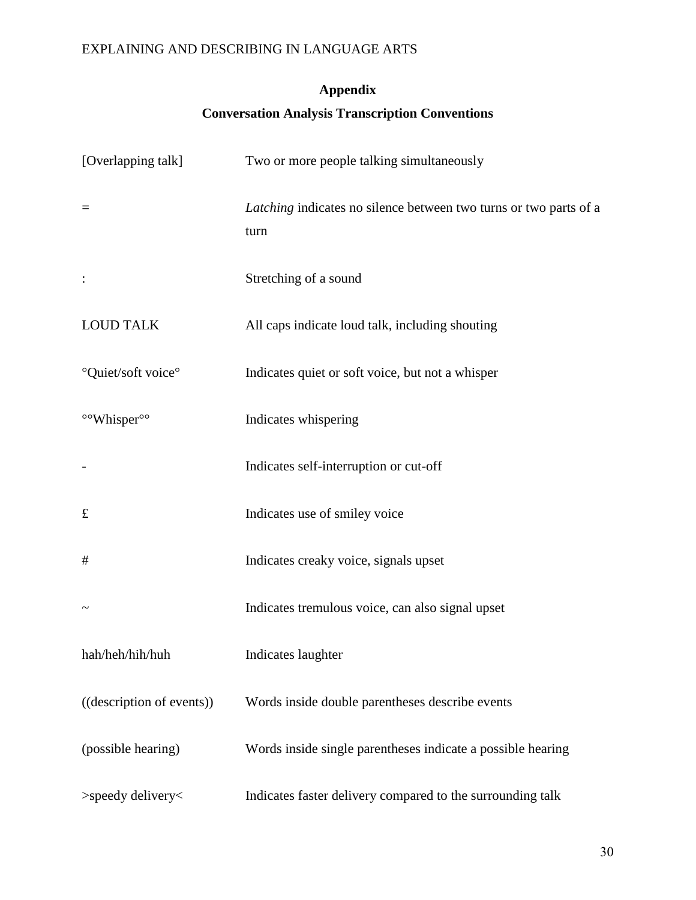## Appendix

### Conversation Analysis Transcription Conventions

| | |
|---|---|
| [Overlapping talk] | Two or more people talking simultaneously |
| = | *Latching* indicates no silence between two turns or two parts of a turn |
| : | Stretching of a sound |
| LOUD TALK | All caps indicate loud talk, including shouting |
| °Quiet/soft voice° | Indicates quiet or soft voice, but not a whisper |
| °°Whisper°° | Indicates whispering |
| - | Indicates self-interruption or cut-off |
| £ | Indicates use of smiley voice |
| # | Indicates creaky voice, signals upset |
| ~ | Indicates tremulous voice, can also signal upset |
| hah/heh/hih/huh | Indicates laughter |
| ((description of events)) | Words inside double parentheses describe events |
| (possible hearing) | Words inside single parentheses indicate a possible hearing |
| >speedy delivery< | Indicates faster delivery compared to the surrounding talk |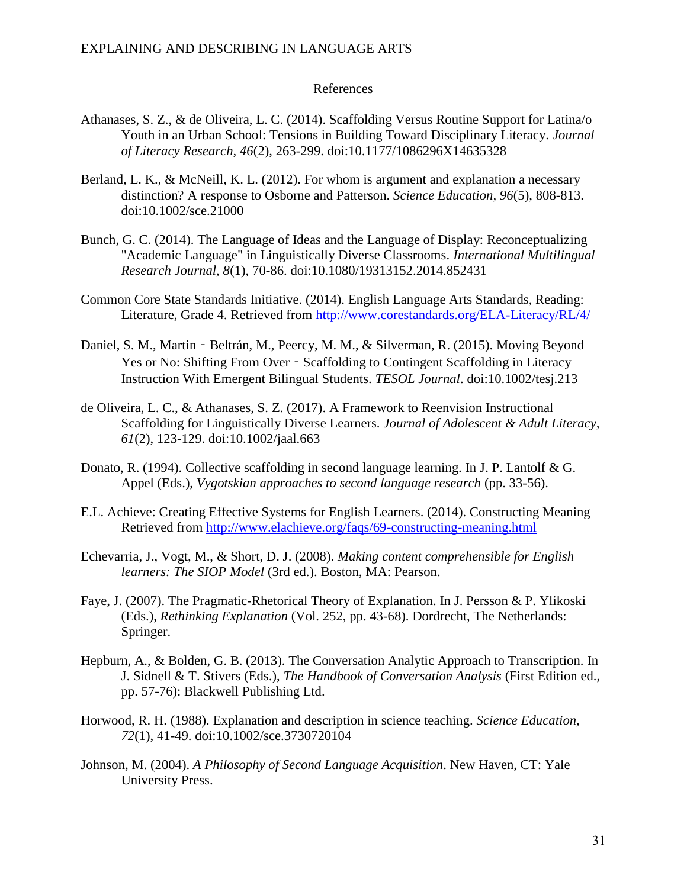# References

Athanases, S. Z., & de Oliveira, L. C. (2014). Scaffolding Versus Routine Support for Latina/o Youth in an Urban School: Tensions in Building Toward Disciplinary Literacy. *Journal of Literacy Research, 46*(2), 263-299. doi:10.1177/1086296X14635328

Berland, L. K., & McNeill, K. L. (2012). For whom is argument and explanation a necessary distinction? A response to Osborne and Patterson. *Science Education, 96*(5), 808-813. doi:10.1002/sce.21000

Bunch, G. C. (2014). The Language of Ideas and the Language of Display: Reconceptualizing "Academic Language" in Linguistically Diverse Classrooms. *International Multilingual Research Journal, 8*(1), 70-86. doi:10.1080/19313152.2014.852431

Common Core State Standards Initiative. (2014). English Language Arts Standards, Reading: Literature, Grade 4. Retrieved from http://www.corestandards.org/ELA-Literacy/RL/4/

Daniel, S. M., Martin‐Beltrán, M., Peercy, M. M., & Silverman, R. (2015). Moving Beyond Yes or No: Shifting From Over‐Scaffolding to Contingent Scaffolding in Literacy Instruction With Emergent Bilingual Students. *TESOL Journal*. doi:10.1002/tesj.213

de Oliveira, L. C., & Athanases, S. Z. (2017). A Framework to Reenvision Instructional Scaffolding for Linguistically Diverse Learners. *Journal of Adolescent & Adult Literacy, 61*(2), 123-129. doi:10.1002/jaal.663

Donato, R. (1994). Collective scaffolding in second language learning. In J. P. Lantolf & G. Appel (Eds.), *Vygotskian approaches to second language research* (pp. 33-56).

E.L. Achieve: Creating Effective Systems for English Learners. (2014). Constructing Meaning Retrieved from http://www.elachieve.org/faqs/69-constructing-meaning.html

Echevarria, J., Vogt, M., & Short, D. J. (2008). *Making content comprehensible for English learners: The SIOP Model* (3rd ed.). Boston, MA: Pearson.

Faye, J. (2007). The Pragmatic-Rhetorical Theory of Explanation. In J. Persson & P. Ylikoski (Eds.), *Rethinking Explanation* (Vol. 252, pp. 43-68). Dordrecht, The Netherlands: Springer.

Hepburn, A., & Bolden, G. B. (2013). The Conversation Analytic Approach to Transcription. In J. Sidnell & T. Stivers (Eds.), *The Handbook of Conversation Analysis* (First Edition ed., pp. 57-76): Blackwell Publishing Ltd.

Horwood, R. H. (1988). Explanation and description in science teaching. *Science Education, 72*(1), 41-49. doi:10.1002/sce.3730720104

Johnson, M. (2004). *A Philosophy of Second Language Acquisition*. New Haven, CT: Yale University Press.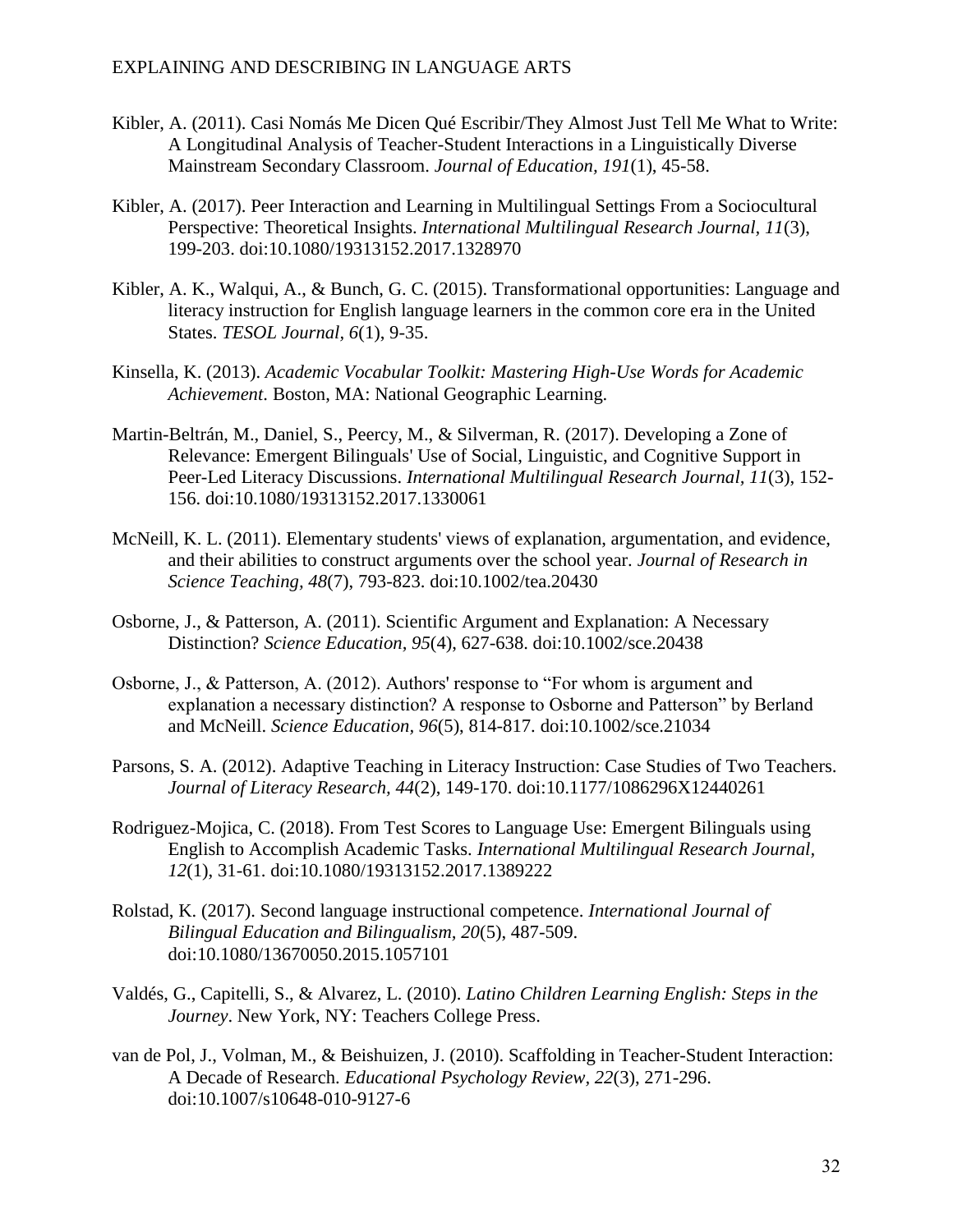Kibler, A. (2011). Casi Nomás Me Dicen Qué Escribir/They Almost Just Tell Me What to Write: A Longitudinal Analysis of Teacher-Student Interactions in a Linguistically Diverse Mainstream Secondary Classroom. *Journal of Education, 191*(1), 45-58.

Kibler, A. (2017). Peer Interaction and Learning in Multilingual Settings From a Sociocultural Perspective: Theoretical Insights. *International Multilingual Research Journal, 11*(3), 199-203. doi:10.1080/19313152.2017.1328970

Kibler, A. K., Walqui, A., & Bunch, G. C. (2015). Transformational opportunities: Language and literacy instruction for English language learners in the common core era in the United States. *TESOL Journal, 6*(1), 9-35.

Kinsella, K. (2013). *Academic Vocabular Toolkit: Mastering High-Use Words for Academic Achievement.* Boston, MA: National Geographic Learning.

Martin-Beltrán, M., Daniel, S., Peercy, M., & Silverman, R. (2017). Developing a Zone of Relevance: Emergent Bilinguals' Use of Social, Linguistic, and Cognitive Support in Peer-Led Literacy Discussions. *International Multilingual Research Journal, 11*(3), 152-156. doi:10.1080/19313152.2017.1330061

McNeill, K. L. (2011). Elementary students' views of explanation, argumentation, and evidence, and their abilities to construct arguments over the school year. *Journal of Research in Science Teaching, 48*(7), 793-823. doi:10.1002/tea.20430

Osborne, J., & Patterson, A. (2011). Scientific Argument and Explanation: A Necessary Distinction? *Science Education, 95*(4), 627-638. doi:10.1002/sce.20438

Osborne, J., & Patterson, A. (2012). Authors' response to "For whom is argument and explanation a necessary distinction? A response to Osborne and Patterson" by Berland and McNeill. *Science Education, 96*(5), 814-817. doi:10.1002/sce.21034

Parsons, S. A. (2012). Adaptive Teaching in Literacy Instruction: Case Studies of Two Teachers. *Journal of Literacy Research, 44*(2), 149-170. doi:10.1177/1086296X12440261

Rodriguez-Mojica, C. (2018). From Test Scores to Language Use: Emergent Bilinguals using English to Accomplish Academic Tasks. *International Multilingual Research Journal, 12*(1), 31-61. doi:10.1080/19313152.2017.1389222

Rolstad, K. (2017). Second language instructional competence. *International Journal of Bilingual Education and Bilingualism, 20*(5), 487-509. doi:10.1080/13670050.2015.1057101

Valdés, G., Capitelli, S., & Alvarez, L. (2010). *Latino Children Learning English: Steps in the Journey*. New York, NY: Teachers College Press.

van de Pol, J., Volman, M., & Beishuizen, J. (2010). Scaffolding in Teacher-Student Interaction: A Decade of Research. *Educational Psychology Review, 22*(3), 271-296. doi:10.1007/s10648-010-9127-6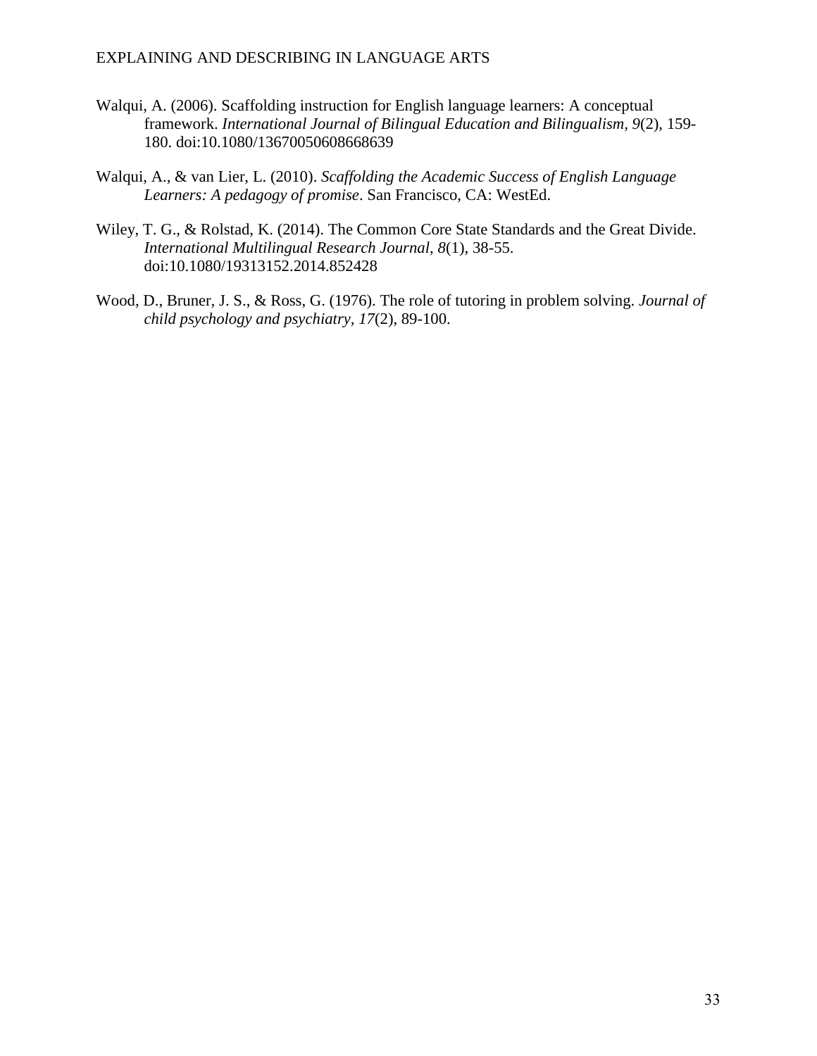Walqui, A. (2006). Scaffolding instruction for English language learners: A conceptual framework. *International Journal of Bilingual Education and Bilingualism, 9*(2), 159-180. doi:10.1080/13670050608668639

Walqui, A., & van Lier, L. (2010). *Scaffolding the Academic Success of English Language Learners: A pedagogy of promise*. San Francisco, CA: WestEd.

Wiley, T. G., & Rolstad, K. (2014). The Common Core State Standards and the Great Divide. *International Multilingual Research Journal, 8*(1), 38-55. doi:10.1080/19313152.2014.852428

Wood, D., Bruner, J. S., & Ross, G. (1976). The role of tutoring in problem solving. *Journal of child psychology and psychiatry, 17*(2), 89-100.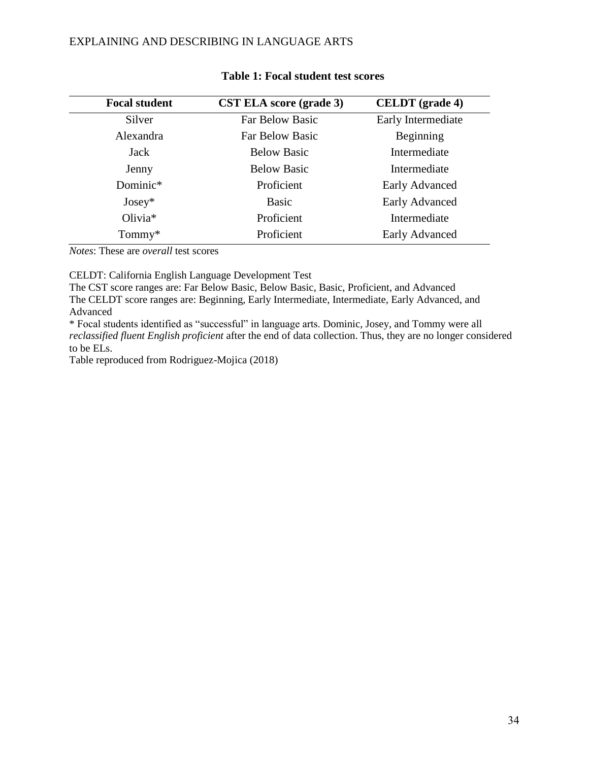**Table 1: Focal student test scores**

| Focal student | CST ELA score (grade 3) | CELDT (grade 4) |
|---|---|---|
| Silver | Far Below Basic | Early Intermediate |
| Alexandra | Far Below Basic | Beginning |
| Jack | Below Basic | Intermediate |
| Jenny | Below Basic | Intermediate |
| Dominic* | Proficient | Early Advanced |
| Josey* | Basic | Early Advanced |
| Olivia* | Proficient | Intermediate |
| Tommy* | Proficient | Early Advanced |

*Notes*: These are *overall* test scores

CELDT: California English Language Development Test

The CST score ranges are: Far Below Basic, Below Basic, Basic, Proficient, and Advanced

The CELDT score ranges are: Beginning, Early Intermediate, Intermediate, Early Advanced, and Advanced

* Focal students identified as "successful" in language arts. Dominic, Josey, and Tommy were all *reclassified fluent English proficient* after the end of data collection. Thus, they are no longer considered to be ELs.

Table reproduced from Rodriguez-Mojica (2018)